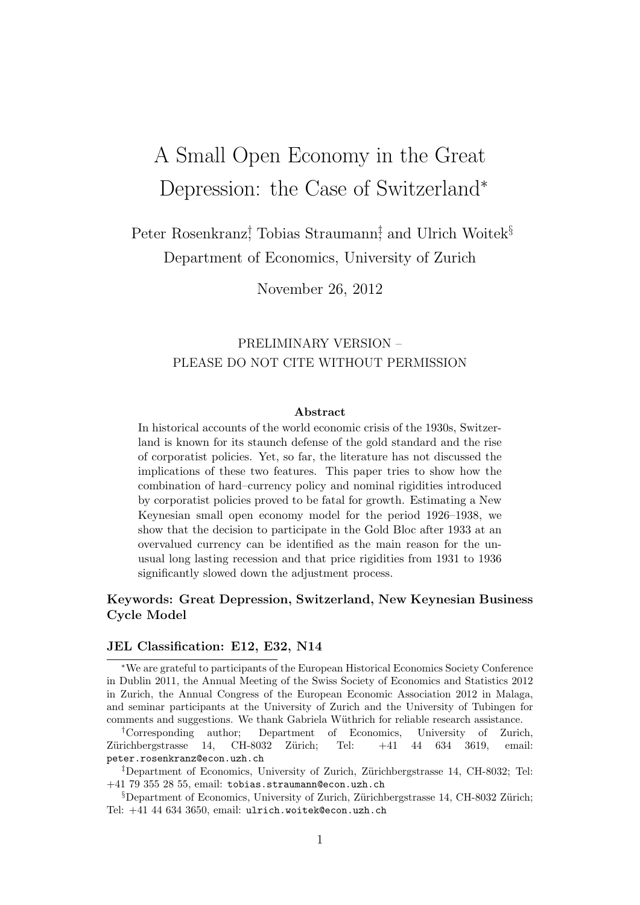# A Small Open Economy in the Great Depression: the Case of Switzerland*

Peter Rosenkranz[†], Tobias Straumann[‡], and Ulrich Woitek[§]
Department of Economics, University of Zurich

November 26, 2012

PRELIMINARY VERSION –
PLEASE DO NOT CITE WITHOUT PERMISSION

### Abstract

In historical accounts of the world economic crisis of the 1930s, Switzerland is known for its staunch defense of the gold standard and the rise of corporatist policies. Yet, so far, the literature has not discussed the implications of these two features. This paper tries to show how the combination of hard–currency policy and nominal rigidities introduced by corporatist policies proved to be fatal for growth. Estimating a New Keynesian small open economy model for the period 1926–1938, we show that the decision to participate in the Gold Bloc after 1933 at an overvalued currency can be identified as the main reason for the unusual long lasting recession and that price rigidities from 1931 to 1936 significantly slowed down the adjustment process.

**Keywords: Great Depression, Switzerland, New Keynesian Business Cycle Model**

**JEL Classification: E12, E32, N14**

---

*We are grateful to participants of the European Historical Economics Society Conference in Dublin 2011, the Annual Meeting of the Swiss Society of Economics and Statistics 2012 in Zurich, the Annual Congress of the European Economic Association 2012 in Malaga, and seminar participants at the University of Zurich and the University of Tubingen for comments and suggestions. We thank Gabriela Wüthrich for reliable research assistance.

[†]Corresponding author; Department of Economics, University of Zurich, Zürichbergstrasse 14, CH-8032 Zürich; Tel: +41 44 634 3619, email: peter.rosenkranz@econ.uzh.ch

[‡]Department of Economics, University of Zurich, Zürichbergstrasse 14, CH-8032; Tel: +41 79 355 28 55, email: tobias.straumann@econ.uzh.ch

[§]Department of Economics, University of Zurich, Zürichbergstrasse 14, CH-8032 Zürich; Tel: +41 44 634 3650, email: ulrich.woitek@econ.uzh.ch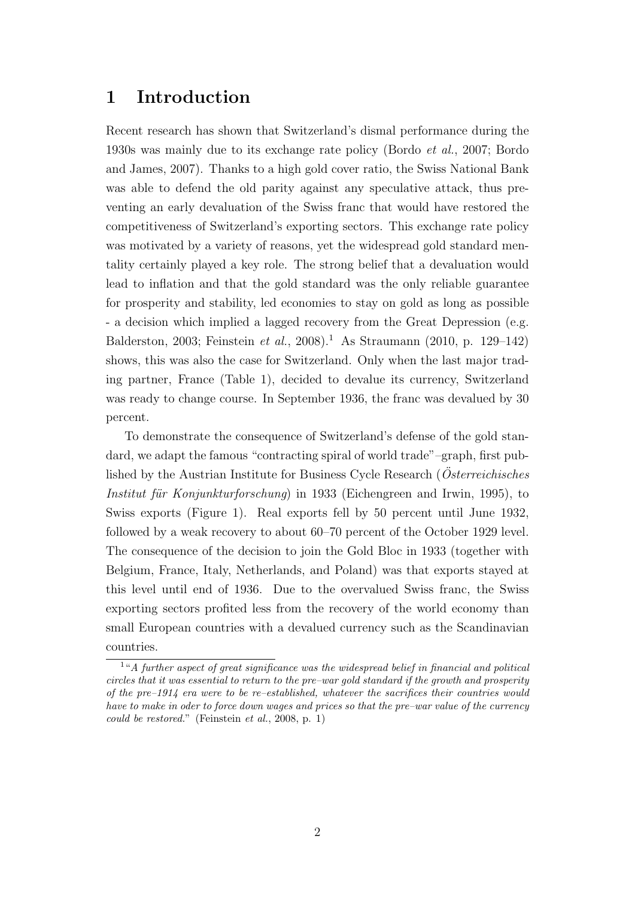# 1 Introduction

Recent research has shown that Switzerland's dismal performance during the 1930s was mainly due to its exchange rate policy (Bordo *et al.*, 2007; Bordo and James, 2007). Thanks to a high gold cover ratio, the Swiss National Bank was able to defend the old parity against any speculative attack, thus preventing an early devaluation of the Swiss franc that would have restored the competitiveness of Switzerland's exporting sectors. This exchange rate policy was motivated by a variety of reasons, yet the widespread gold standard mentality certainly played a key role. The strong belief that a devaluation would lead to inflation and that the gold standard was the only reliable guarantee for prosperity and stability, led economies to stay on gold as long as possible - a decision which implied a lagged recovery from the Great Depression (e.g. Balderston, 2003; Feinstein *et al.*, 2008).[1] As Straumann (2010, p. 129–142) shows, this was also the case for Switzerland. Only when the last major trading partner, France (Table 1), decided to devalue its currency, Switzerland was ready to change course. In September 1936, the franc was devalued by 30 percent.

To demonstrate the consequence of Switzerland's defense of the gold standard, we adapt the famous "contracting spiral of world trade"–graph, first published by the Austrian Institute for Business Cycle Research (*Österreichisches Institut für Konjunkturforschung*) in 1933 (Eichengreen and Irwin, 1995), to Swiss exports (Figure 1). Real exports fell by 50 percent until June 1932, followed by a weak recovery to about 60–70 percent of the October 1929 level. The consequence of the decision to join the Gold Bloc in 1933 (together with Belgium, France, Italy, Netherlands, and Poland) was that exports stayed at this level until end of 1936. Due to the overvalued Swiss franc, the Swiss exporting sectors profited less from the recovery of the world economy than small European countries with a devalued currency such as the Scandinavian countries.

[1] "*A further aspect of great significance was the widespread belief in financial and political circles that it was essential to return to the pre–war gold standard if the growth and prosperity of the pre–1914 era were to be re–established, whatever the sacrifices their countries would have to make in oder to force down wages and prices so that the pre–war value of the currency could be restored.*" (Feinstein *et al.*, 2008, p. 1)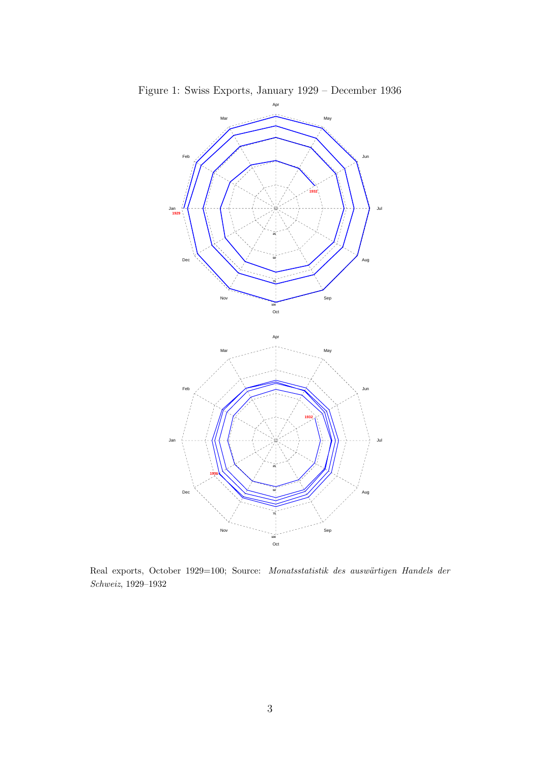Figure 1: Swiss Exports, January 1929 – December 1936

Real exports, October 1929=100; Source: *Monatsstatistik des auswärtigen Handels der Schweiz*, 1929–1932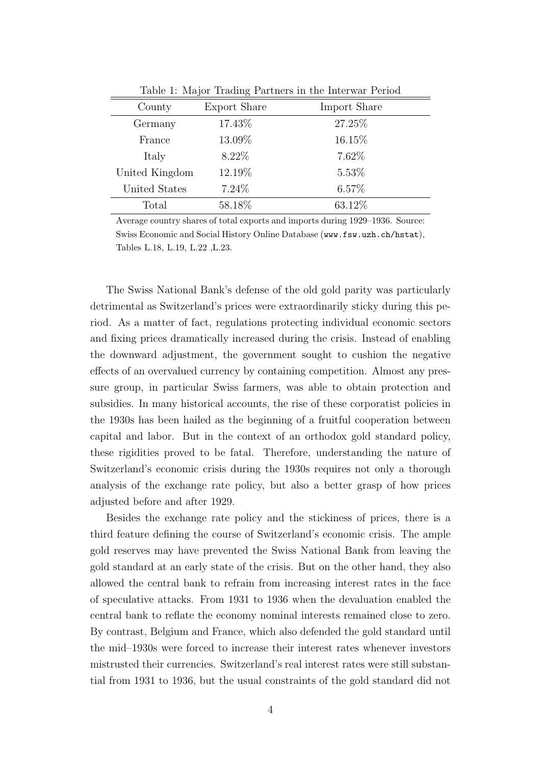Table 1: Major Trading Partners in the Interwar Period

| County | Export Share | Import Share |
|---|---|---|
| Germany | 17.43% | 27.25% |
| France | 13.09% | 16.15% |
| Italy | 8.22% | 7.62% |
| United Kingdom | 12.19% | 5.53% |
| United States | 7.24% | 6.57% |
| Total | 58.18% | 63.12% |

Average country shares of total exports and imports during 1929–1936. Source: Swiss Economic and Social History Online Database (`www.fsw.uzh.ch/hstat`), Tables L.18, L.19, L.22 ,L.23.

The Swiss National Bank's defense of the old gold parity was particularly detrimental as Switzerland's prices were extraordinarily sticky during this period. As a matter of fact, regulations protecting individual economic sectors and fixing prices dramatically increased during the crisis. Instead of enabling the downward adjustment, the government sought to cushion the negative effects of an overvalued currency by containing competition. Almost any pressure group, in particular Swiss farmers, was able to obtain protection and subsidies. In many historical accounts, the rise of these corporatist policies in the 1930s has been hailed as the beginning of a fruitful cooperation between capital and labor. But in the context of an orthodox gold standard policy, these rigidities proved to be fatal. Therefore, understanding the nature of Switzerland's economic crisis during the 1930s requires not only a thorough analysis of the exchange rate policy, but also a better grasp of how prices adjusted before and after 1929.

Besides the exchange rate policy and the stickiness of prices, there is a third feature defining the course of Switzerland's economic crisis. The ample gold reserves may have prevented the Swiss National Bank from leaving the gold standard at an early state of the crisis. But on the other hand, they also allowed the central bank to refrain from increasing interest rates in the face of speculative attacks. From 1931 to 1936 when the devaluation enabled the central bank to reflate the economy nominal interests remained close to zero. By contrast, Belgium and France, which also defended the gold standard until the mid–1930s were forced to increase their interest rates whenever investors mistrusted their currencies. Switzerland's real interest rates were still substantial from 1931 to 1936, but the usual constraints of the gold standard did not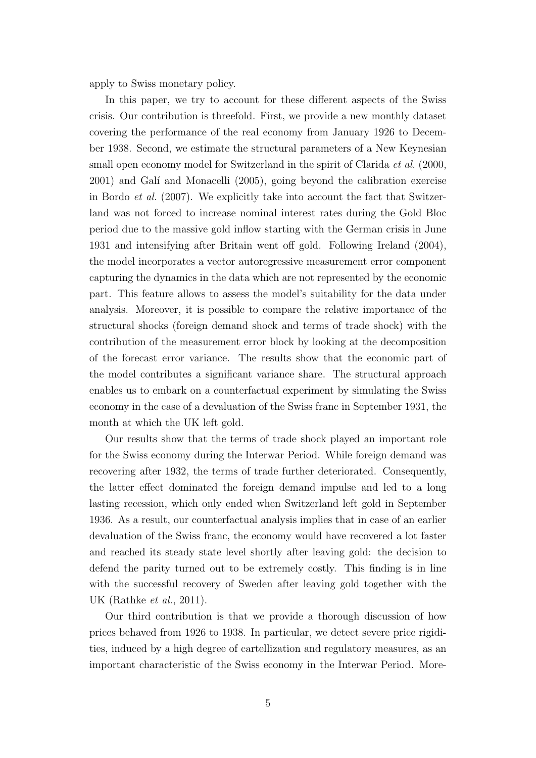apply to Swiss monetary policy.

In this paper, we try to account for these different aspects of the Swiss crisis. Our contribution is threefold. First, we provide a new monthly dataset covering the performance of the real economy from January 1926 to December 1938. Second, we estimate the structural parameters of a New Keynesian small open economy model for Switzerland in the spirit of Clarida *et al.* (2000, 2001) and Galí and Monacelli (2005), going beyond the calibration exercise in Bordo *et al.* (2007). We explicitly take into account the fact that Switzerland was not forced to increase nominal interest rates during the Gold Bloc period due to the massive gold inflow starting with the German crisis in June 1931 and intensifying after Britain went off gold. Following Ireland (2004), the model incorporates a vector autoregressive measurement error component capturing the dynamics in the data which are not represented by the economic part. This feature allows to assess the model's suitability for the data under analysis. Moreover, it is possible to compare the relative importance of the structural shocks (foreign demand shock and terms of trade shock) with the contribution of the measurement error block by looking at the decomposition of the forecast error variance. The results show that the economic part of the model contributes a significant variance share. The structural approach enables us to embark on a counterfactual experiment by simulating the Swiss economy in the case of a devaluation of the Swiss franc in September 1931, the month at which the UK left gold.

Our results show that the terms of trade shock played an important role for the Swiss economy during the Interwar Period. While foreign demand was recovering after 1932, the terms of trade further deteriorated. Consequently, the latter effect dominated the foreign demand impulse and led to a long lasting recession, which only ended when Switzerland left gold in September 1936. As a result, our counterfactual analysis implies that in case of an earlier devaluation of the Swiss franc, the economy would have recovered a lot faster and reached its steady state level shortly after leaving gold: the decision to defend the parity turned out to be extremely costly. This finding is in line with the successful recovery of Sweden after leaving gold together with the UK (Rathke *et al.*, 2011).

Our third contribution is that we provide a thorough discussion of how prices behaved from 1926 to 1938. In particular, we detect severe price rigidities, induced by a high degree of cartellization and regulatory measures, as an important characteristic of the Swiss economy in the Interwar Period. More-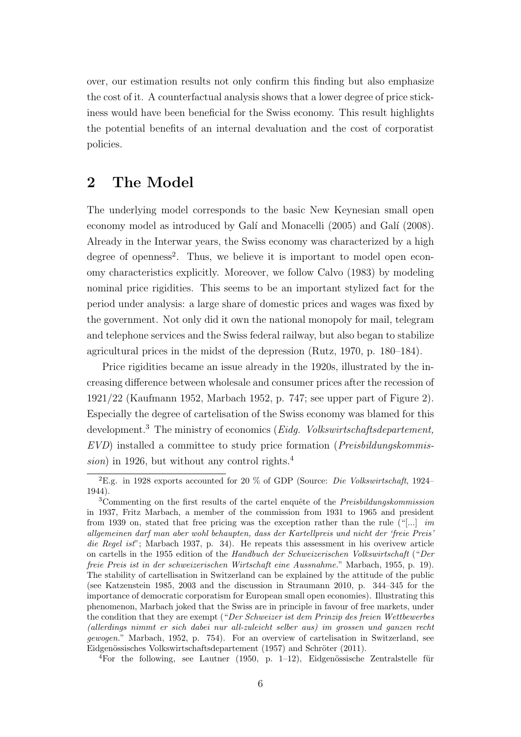over, our estimation results not only confirm this finding but also emphasize the cost of it. A counterfactual analysis shows that a lower degree of price stickiness would have been beneficial for the Swiss economy. This result highlights the potential benefits of an internal devaluation and the cost of corporatist policies.

## 2 The Model

The underlying model corresponds to the basic New Keynesian small open economy model as introduced by Galí and Monacelli (2005) and Galí (2008). Already in the Interwar years, the Swiss economy was characterized by a high degree of openness[2]. Thus, we believe it is important to model open economy characteristics explicitly. Moreover, we follow Calvo (1983) by modeling nominal price rigidities. This seems to be an important stylized fact for the period under analysis: a large share of domestic prices and wages was fixed by the government. Not only did it own the national monopoly for mail, telegram and telephone services and the Swiss federal railway, but also began to stabilize agricultural prices in the midst of the depression (Rutz, 1970, p. 180–184).

Price rigidities became an issue already in the 1920s, illustrated by the increasing difference between wholesale and consumer prices after the recession of 1921/22 (Kaufmann 1952, Marbach 1952, p. 747; see upper part of Figure 2). Especially the degree of cartelisation of the Swiss economy was blamed for this development.[3] The ministry of economics (*Eidg. Volkswirtschaftsdepartement, EVD*) installed a committee to study price formation (*Preisbildungskommission*) in 1926, but without any control rights.[4]

---

[2]E.g. in 1928 exports accounted for 20 % of GDP (Source: *Die Volkswirtschaft*, 1924–1944).

[3]Commenting on the first results of the cartel enquête of the *Preisbildungskommission* in 1937, Fritz Marbach, a member of the commission from 1931 to 1965 and president from 1939 on, stated that free pricing was the exception rather than the rule ("[...] *im allgemeinen darf man aber wohl behaupten, dass der Kartellpreis und nicht der 'freie Preis' die Regel ist*"; Marbach 1937, p. 34). He repeats this assessment in his overivew article on cartells in the 1955 edition of the *Handbuch der Schweizerischen Volkswirtschaft* ("*Der freie Preis ist in der schweizerischen Wirtschaft eine Aussnahme.*" Marbach, 1955, p. 19). The stability of cartellisation in Switzerland can be explained by the attitude of the public (see Katzenstein 1985, 2003 and the discussion in Straumann 2010, p. 344–345 for the importance of democratic corporatism for European small open economies). Illustrating this phenomenon, Marbach joked that the Swiss are in principle in favour of free markets, under the condition that they are exempt ("*Der Schweizer ist dem Prinzip des freien Wettbewerbes (allerdings nimmt er sich dabei nur all-zuleicht selber aus) im grossen und ganzen recht gewogen.*" Marbach, 1952, p. 754). For an overview of cartelisation in Switzerland, see Eidgenössisches Volkswirtschaftsdepartement (1957) and Schröter (2011).

[4]For the following, see Lautner (1950, p. 1–12), Eidgenössische Zentralstelle für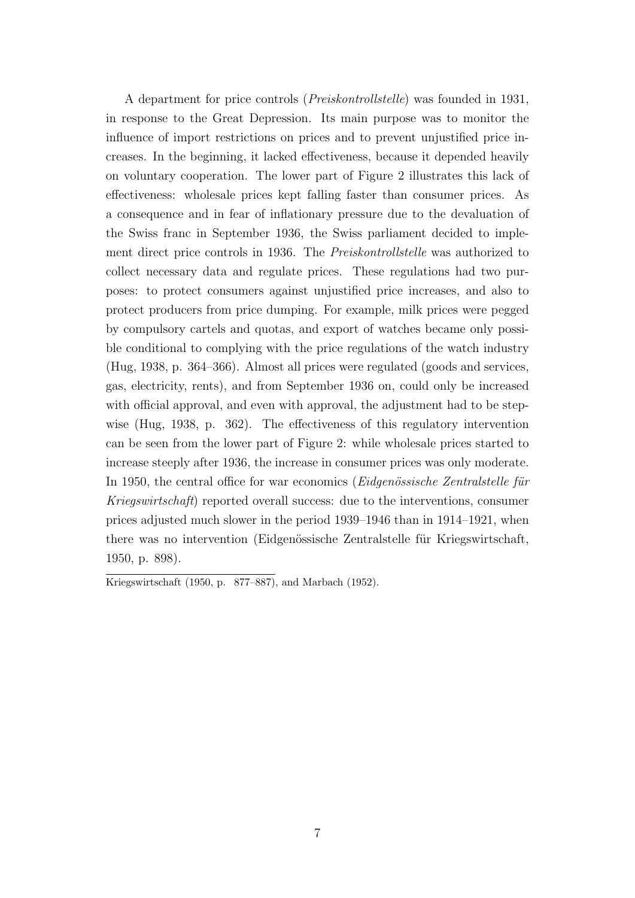A department for price controls (*Preiskontrollstelle*) was founded in 1931, in response to the Great Depression. Its main purpose was to monitor the influence of import restrictions on prices and to prevent unjustified price increases. In the beginning, it lacked effectiveness, because it depended heavily on voluntary cooperation. The lower part of Figure 2 illustrates this lack of effectiveness: wholesale prices kept falling faster than consumer prices. As a consequence and in fear of inflationary pressure due to the devaluation of the Swiss franc in September 1936, the Swiss parliament decided to implement direct price controls in 1936. The *Preiskontrollstelle* was authorized to collect necessary data and regulate prices. These regulations had two purposes: to protect consumers against unjustified price increases, and also to protect producers from price dumping. For example, milk prices were pegged by compulsory cartels and quotas, and export of watches became only possible conditional to complying with the price regulations of the watch industry (Hug, 1938, p. 364–366). Almost all prices were regulated (goods and services, gas, electricity, rents), and from September 1936 on, could only be increased with official approval, and even with approval, the adjustment had to be stepwise (Hug, 1938, p. 362). The effectiveness of this regulatory intervention can be seen from the lower part of Figure 2: while wholesale prices started to increase steeply after 1936, the increase in consumer prices was only moderate. In 1950, the central office for war economics (*Eidgenössische Zentralstelle für Kriegswirtschaft*) reported overall success: due to the interventions, consumer prices adjusted much slower in the period 1939–1946 than in 1914–1921, when there was no intervention (Eidgenössische Zentralstelle für Kriegswirtschaft, 1950, p. 898).

---

Kriegswirtschaft (1950, p. 877–887), and Marbach (1952).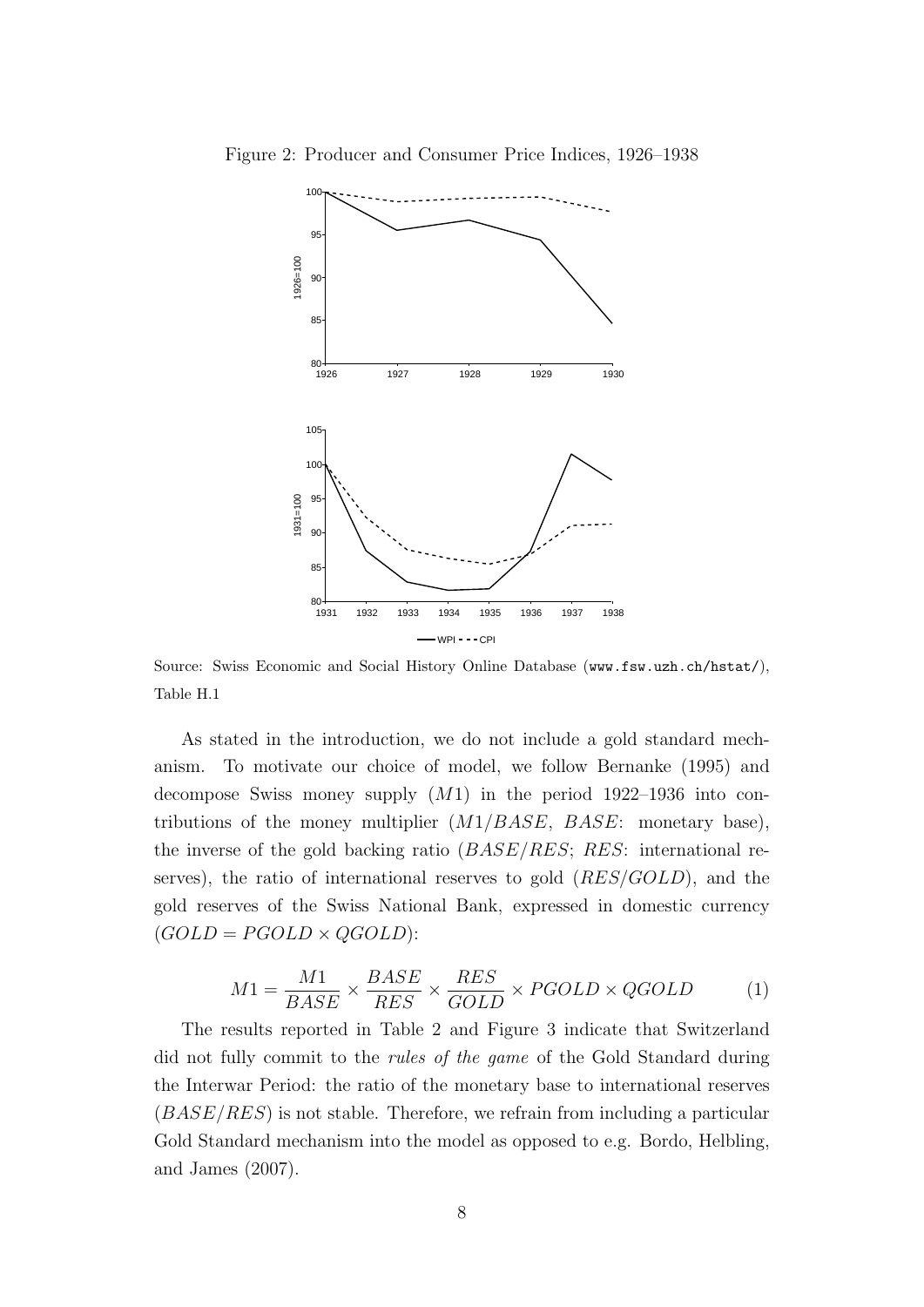Figure 2: Producer and Consumer Price Indices, 1926–1938

Source: Swiss Economic and Social History Online Database (www.fsw.uzh.ch/hstat/), Table H.1

As stated in the introduction, we do not include a gold standard mechanism. To motivate our choice of model, we follow Bernanke (1995) and decompose Swiss money supply ($M1$) in the period 1922–1936 into contributions of the money multiplier ($M1/BASE$, $BASE$: monetary base), the inverse of the gold backing ratio ($BASE/RES$; $RES$: international reserves), the ratio of international reserves to gold ($RES/GOLD$), and the gold reserves of the Swiss National Bank, expressed in domestic currency ($GOLD = PGOLD \times QGOLD$):

$$M1 = \frac{M1}{BASE} \times \frac{BASE}{RES} \times \frac{RES}{GOLD} \times PGOLD \times QGOLD \tag{1}$$

The results reported in Table 2 and Figure 3 indicate that Switzerland did not fully commit to the *rules of the game* of the Gold Standard during the Interwar Period: the ratio of the monetary base to international reserves ($BASE/RES$) is not stable. Therefore, we refrain from including a particular Gold Standard mechanism into the model as opposed to e.g. Bordo, Helbling, and James (2007).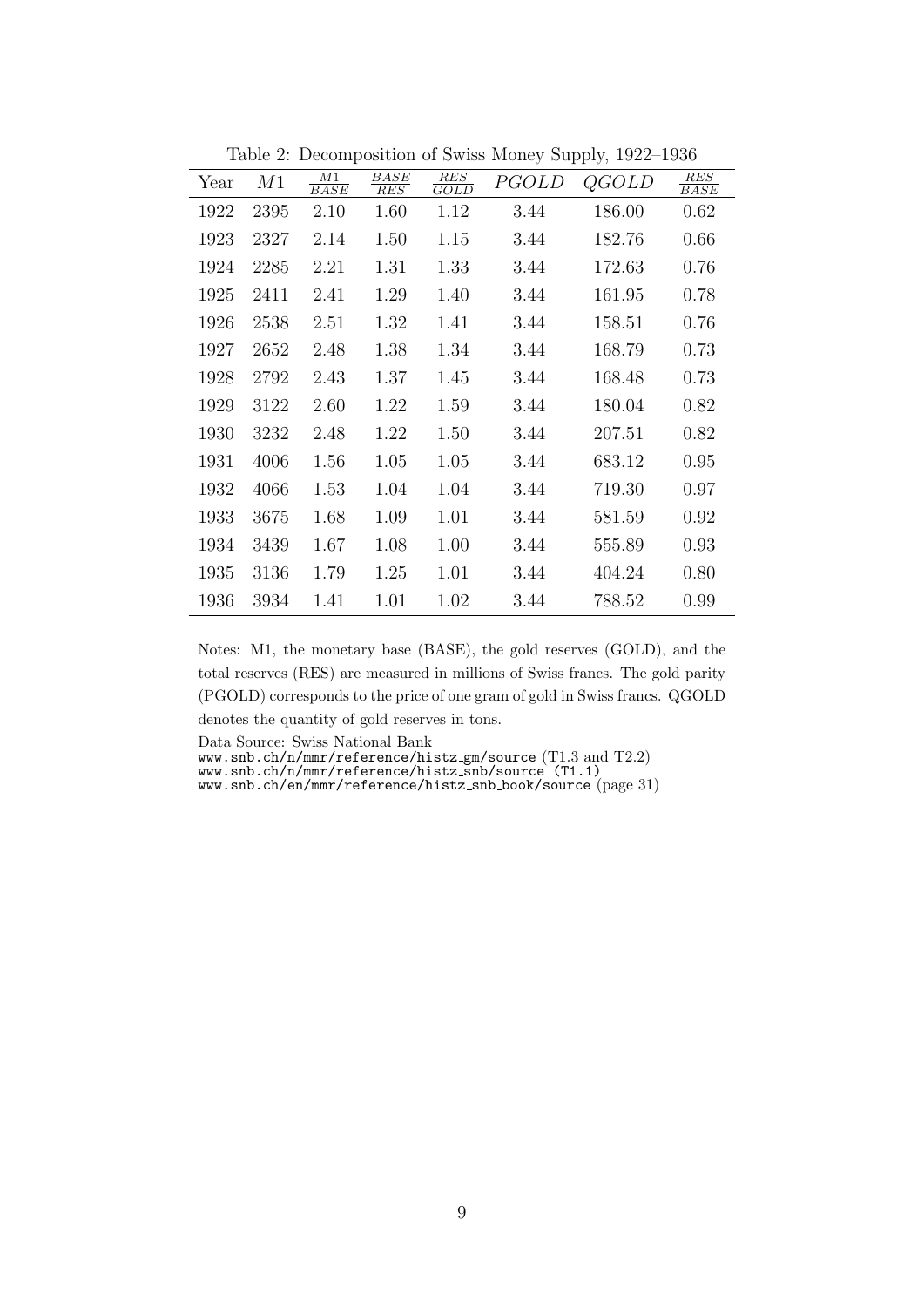Table 2: Decomposition of Swiss Money Supply, 1922–1936

| Year | $M1$ | $\frac{M1}{BASE}$ | $\frac{BASE}{RES}$ | $\frac{RES}{GOLD}$ | $PGOLD$ | $QGOLD$ | $\frac{RES}{BASE}$ |
|---|---|---|---|---|---|---|---|
| 1922 | 2395 | 2.10 | 1.60 | 1.12 | 3.44 | 186.00 | 0.62 |
| 1923 | 2327 | 2.14 | 1.50 | 1.15 | 3.44 | 182.76 | 0.66 |
| 1924 | 2285 | 2.21 | 1.31 | 1.33 | 3.44 | 172.63 | 0.76 |
| 1925 | 2411 | 2.41 | 1.29 | 1.40 | 3.44 | 161.95 | 0.78 |
| 1926 | 2538 | 2.51 | 1.32 | 1.41 | 3.44 | 158.51 | 0.76 |
| 1927 | 2652 | 2.48 | 1.38 | 1.34 | 3.44 | 168.79 | 0.73 |
| 1928 | 2792 | 2.43 | 1.37 | 1.45 | 3.44 | 168.48 | 0.73 |
| 1929 | 3122 | 2.60 | 1.22 | 1.59 | 3.44 | 180.04 | 0.82 |
| 1930 | 3232 | 2.48 | 1.22 | 1.50 | 3.44 | 207.51 | 0.82 |
| 1931 | 4006 | 1.56 | 1.05 | 1.05 | 3.44 | 683.12 | 0.95 |
| 1932 | 4066 | 1.53 | 1.04 | 1.04 | 3.44 | 719.30 | 0.97 |
| 1933 | 3675 | 1.68 | 1.09 | 1.01 | 3.44 | 581.59 | 0.92 |
| 1934 | 3439 | 1.67 | 1.08 | 1.00 | 3.44 | 555.89 | 0.93 |
| 1935 | 3136 | 1.79 | 1.25 | 1.01 | 3.44 | 404.24 | 0.80 |
| 1936 | 3934 | 1.41 | 1.01 | 1.02 | 3.44 | 788.52 | 0.99 |

Notes: M1, the monetary base (BASE), the gold reserves (GOLD), and the total reserves (RES) are measured in millions of Swiss francs. The gold parity (PGOLD) corresponds to the price of one gram of gold in Swiss francs. QGOLD denotes the quantity of gold reserves in tons.

Data Source: Swiss National Bank
www.snb.ch/n/mmr/reference/histz_gm/source (T1.3 and T2.2)
www.snb.ch/n/mmr/reference/histz_snb/source (T1.1)
www.snb.ch/en/mmr/reference/histz_snb_book/source (page 31)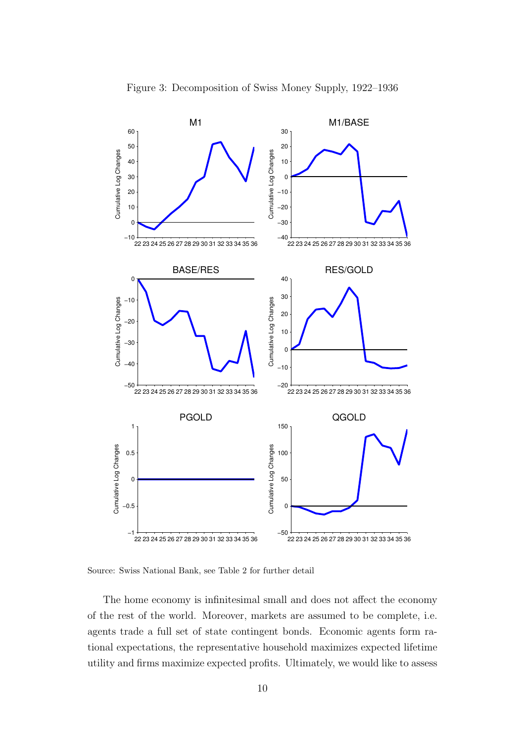Figure 3: Decomposition of Swiss Money Supply, 1922–1936

Source: Swiss National Bank, see Table 2 for further detail

The home economy is infinitesimal small and does not affect the economy of the rest of the world. Moreover, markets are assumed to be complete, i.e. agents trade a full set of state contingent bonds. Economic agents form rational expectations, the representative household maximizes expected lifetime utility and firms maximize expected profits. Ultimately, we would like to assess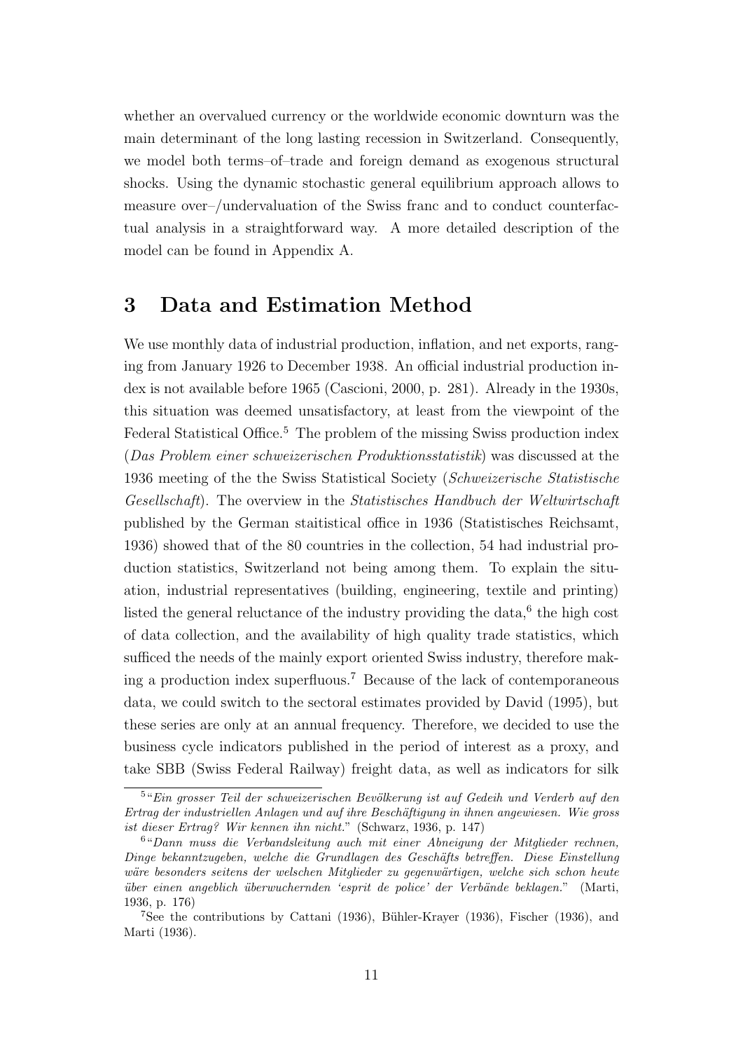whether an overvalued currency or the worldwide economic downturn was the main determinant of the long lasting recession in Switzerland. Consequently, we model both terms–of–trade and foreign demand as exogenous structural shocks. Using the dynamic stochastic general equilibrium approach allows to measure over–/undervaluation of the Swiss franc and to conduct counterfactual analysis in a straightforward way. A more detailed description of the model can be found in Appendix A.

## 3 Data and Estimation Method

We use monthly data of industrial production, inflation, and net exports, ranging from January 1926 to December 1938. An official industrial production index is not available before 1965 (Cascioni, 2000, p. 281). Already in the 1930s, this situation was deemed unsatisfactory, at least from the viewpoint of the Federal Statistical Office.[5] The problem of the missing Swiss production index (*Das Problem einer schweizerischen Produktionsstatistik*) was discussed at the 1936 meeting of the the Swiss Statistical Society (*Schweizerische Statistische Gesellschaft*). The overview in the *Statistisches Handbuch der Weltwirtschaft* published by the German staitistical office in 1936 (Statistisches Reichsamt, 1936) showed that of the 80 countries in the collection, 54 had industrial production statistics, Switzerland not being among them. To explain the situation, industrial representatives (building, engineering, textile and printing) listed the general reluctance of the industry providing the data,[6] the high cost of data collection, and the availability of high quality trade statistics, which sufficed the needs of the mainly export oriented Swiss industry, therefore making a production index superfluous.[7] Because of the lack of contemporaneous data, we could switch to the sectoral estimates provided by David (1995), but these series are only at an annual frequency. Therefore, we decided to use the business cycle indicators published in the period of interest as a proxy, and take SBB (Swiss Federal Railway) freight data, as well as indicators for silk

---

[5] "*Ein grosser Teil der schweizerischen Bevölkerung ist auf Gedeih und Verderb auf den Ertrag der industriellen Anlagen und auf ihre Beschäftigung in ihnen angewiesen. Wie gross ist dieser Ertrag? Wir kennen ihn nicht.*" (Schwarz, 1936, p. 147)

[6] "*Dann muss die Verbandsleitung auch mit einer Abneigung der Mitglieder rechnen, Dinge bekanntzugeben, welche die Grundlagen des Geschäfts betreffen. Diese Einstellung wäre besonders seitens der welschen Mitglieder zu gegenwärtigen, welche sich schon heute über einen angeblich überwuchernden 'esprit de police' der Verbände beklagen.*" (Marti, 1936, p. 176)

[7] See the contributions by Cattani (1936), Bühler-Krayer (1936), Fischer (1936), and Marti (1936).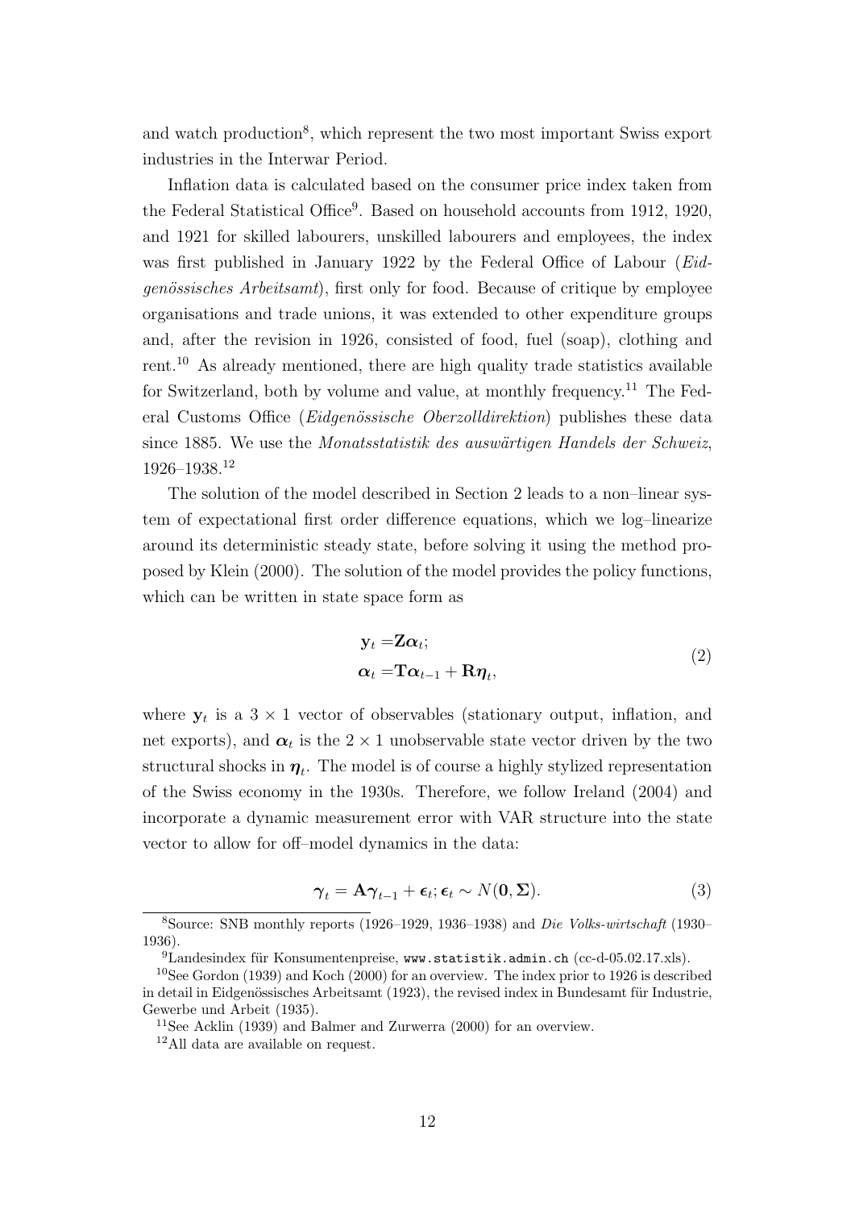and watch production[8], which represent the two most important Swiss export industries in the Interwar Period.

Inflation data is calculated based on the consumer price index taken from the Federal Statistical Office[9]. Based on household accounts from 1912, 1920, and 1921 for skilled labourers, unskilled labourers and employees, the index was first published in January 1922 by the Federal Office of Labour (*Eidgenössisches Arbeitsamt*), first only for food. Because of critique by employee organisations and trade unions, it was extended to other expenditure groups and, after the revision in 1926, consisted of food, fuel (soap), clothing and rent.[10] As already mentioned, there are high quality trade statistics available for Switzerland, both by volume and value, at monthly frequency.[11] The Federal Customs Office (*Eidgenössische Oberzolldirektion*) publishes these data since 1885. We use the *Monatsstatistik des auswärtigen Handels der Schweiz*, 1926–1938.[12]

The solution of the model described in Section 2 leads to a non–linear system of expectational first order difference equations, which we log–linearize around its deterministic steady state, before solving it using the method proposed by Klein (2000). The solution of the model provides the policy functions, which can be written in state space form as

$$
\begin{aligned}
\mathbf{y}_t &= \mathbf{Z}\boldsymbol{\alpha}_t; \\
\boldsymbol{\alpha}_t &= \mathbf{T}\boldsymbol{\alpha}_{t-1} + \mathbf{R}\boldsymbol{\eta}_t,
\end{aligned}
\tag{2}
$$

where $\mathbf{y}_t$ is a $3 \times 1$ vector of observables (stationary output, inflation, and net exports), and $\boldsymbol{\alpha}_t$ is the $2 \times 1$ unobservable state vector driven by the two structural shocks in $\boldsymbol{\eta}_t$. The model is of course a highly stylized representation of the Swiss economy in the 1930s. Therefore, we follow Ireland (2004) and incorporate a dynamic measurement error with VAR structure into the state vector to allow for off–model dynamics in the data:

$$
\boldsymbol{\gamma}_t = \mathbf{A}\boldsymbol{\gamma}_{t-1} + \boldsymbol{\epsilon}_t; \boldsymbol{\epsilon}_t \sim N(\mathbf{0}, \boldsymbol{\Sigma}). \tag{3}
$$

---

[8] Source: SNB monthly reports (1926–1929, 1936–1938) and *Die Volks-wirtschaft* (1930–1936).

[9] Landesindex für Konsumentenpreise, `www.statistik.admin.ch` (cc-d-05.02.17.xls).

[10] See Gordon (1939) and Koch (2000) for an overview. The index prior to 1926 is described in detail in Eidgenössisches Arbeitsamt (1923), the revised index in Bundesamt für Industrie, Gewerbe und Arbeit (1935).

[11] See Acklin (1939) and Balmer and Zurwerra (2000) for an overview.

[12] All data are available on request.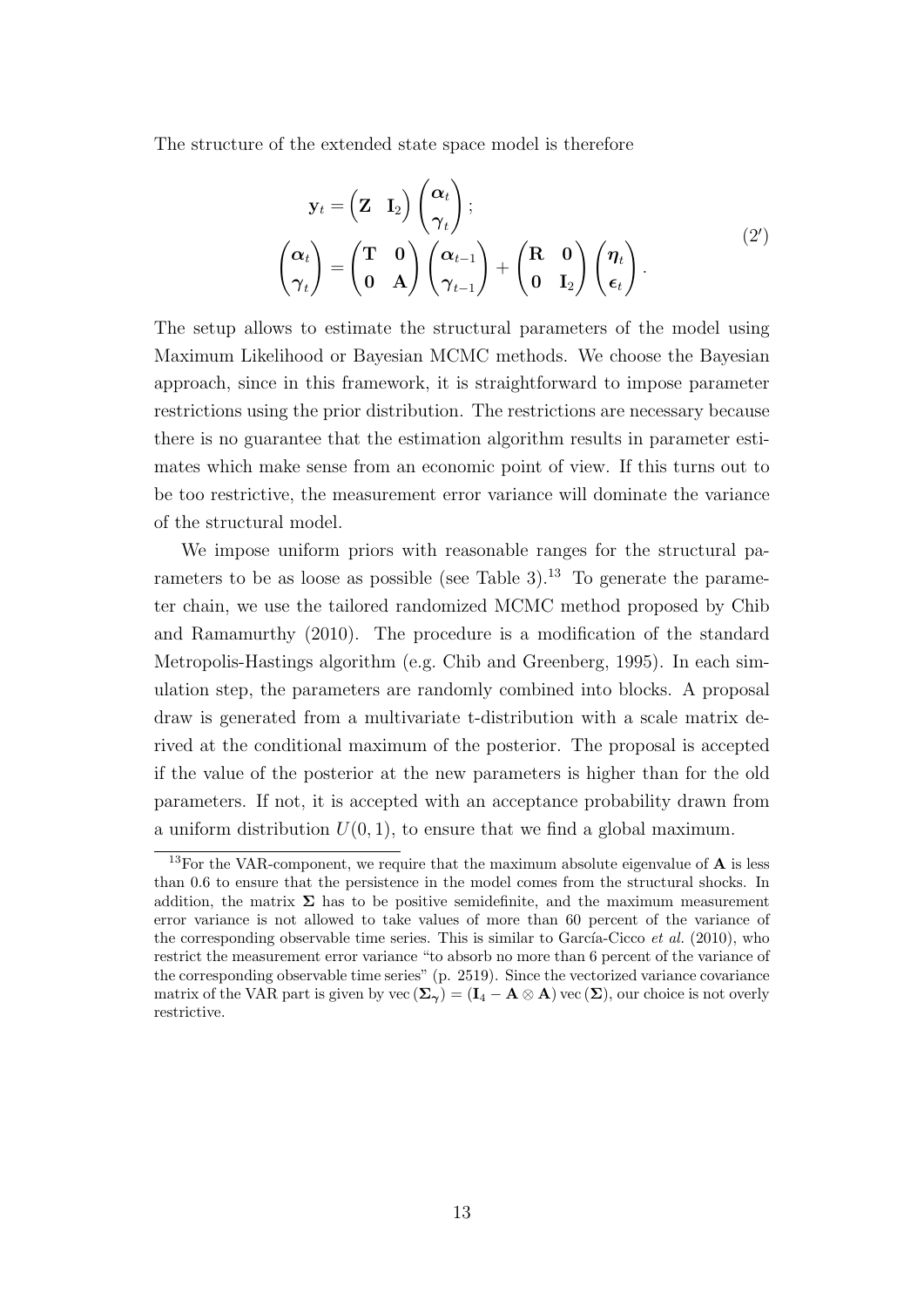The structure of the extended state space model is therefore

$$
\begin{aligned}
\mathbf{y}_t &= \begin{pmatrix} \mathbf{Z} & \mathbf{I}_2 \end{pmatrix} \begin{pmatrix} \boldsymbol{\alpha}_t \\ \boldsymbol{\gamma}_t \end{pmatrix}; \\
\begin{pmatrix} \boldsymbol{\alpha}_t \\ \boldsymbol{\gamma}_t \end{pmatrix} &= \begin{pmatrix} \mathbf{T} & \mathbf{0} \\ \mathbf{0} & \mathbf{A} \end{pmatrix} \begin{pmatrix} \boldsymbol{\alpha}_{t-1} \\ \boldsymbol{\gamma}_{t-1} \end{pmatrix} + \begin{pmatrix} \mathbf{R} & \mathbf{0} \\ \mathbf{0} & \mathbf{I}_2 \end{pmatrix} \begin{pmatrix} \boldsymbol{\eta}_t \\ \boldsymbol{\epsilon}_t \end{pmatrix}.
\end{aligned}
\tag{2'}
$$

The setup allows to estimate the structural parameters of the model using Maximum Likelihood or Bayesian MCMC methods. We choose the Bayesian approach, since in this framework, it is straightforward to impose parameter restrictions using the prior distribution. The restrictions are necessary because there is no guarantee that the estimation algorithm results in parameter estimates which make sense from an economic point of view. If this turns out to be too restrictive, the measurement error variance will dominate the variance of the structural model.

We impose uniform priors with reasonable ranges for the structural parameters to be as loose as possible (see Table 3).[13] To generate the parameter chain, we use the tailored randomized MCMC method proposed by Chib and Ramamurthy (2010). The procedure is a modification of the standard Metropolis-Hastings algorithm (e.g. Chib and Greenberg, 1995). In each simulation step, the parameters are randomly combined into blocks. A proposal draw is generated from a multivariate t-distribution with a scale matrix derived at the conditional maximum of the posterior. The proposal is accepted if the value of the posterior at the new parameters is higher than for the old parameters. If not, it is accepted with an acceptance probability drawn from a uniform distribution $U(0, 1)$, to ensure that we find a global maximum.

[13] For the VAR-component, we require that the maximum absolute eigenvalue of $\mathbf{A}$ is less than 0.6 to ensure that the persistence in the model comes from the structural shocks. In addition, the matrix $\boldsymbol{\Sigma}$ has to be positive semidefinite, and the maximum measurement error variance is not allowed to take values of more than 60 percent of the variance of the corresponding observable time series. This is similar to García-Cicco *et al.* (2010), who restrict the measurement error variance "to absorb no more than 6 percent of the variance of the corresponding observable time series" (p. 2519). Since the vectorized variance covariance matrix of the VAR part is given by $\operatorname{vec}(\boldsymbol{\Sigma}_{\boldsymbol{\gamma}}) = (\mathbf{I}_4 - \mathbf{A} \otimes \mathbf{A}) \operatorname{vec}(\boldsymbol{\Sigma})$, our choice is not overly restrictive.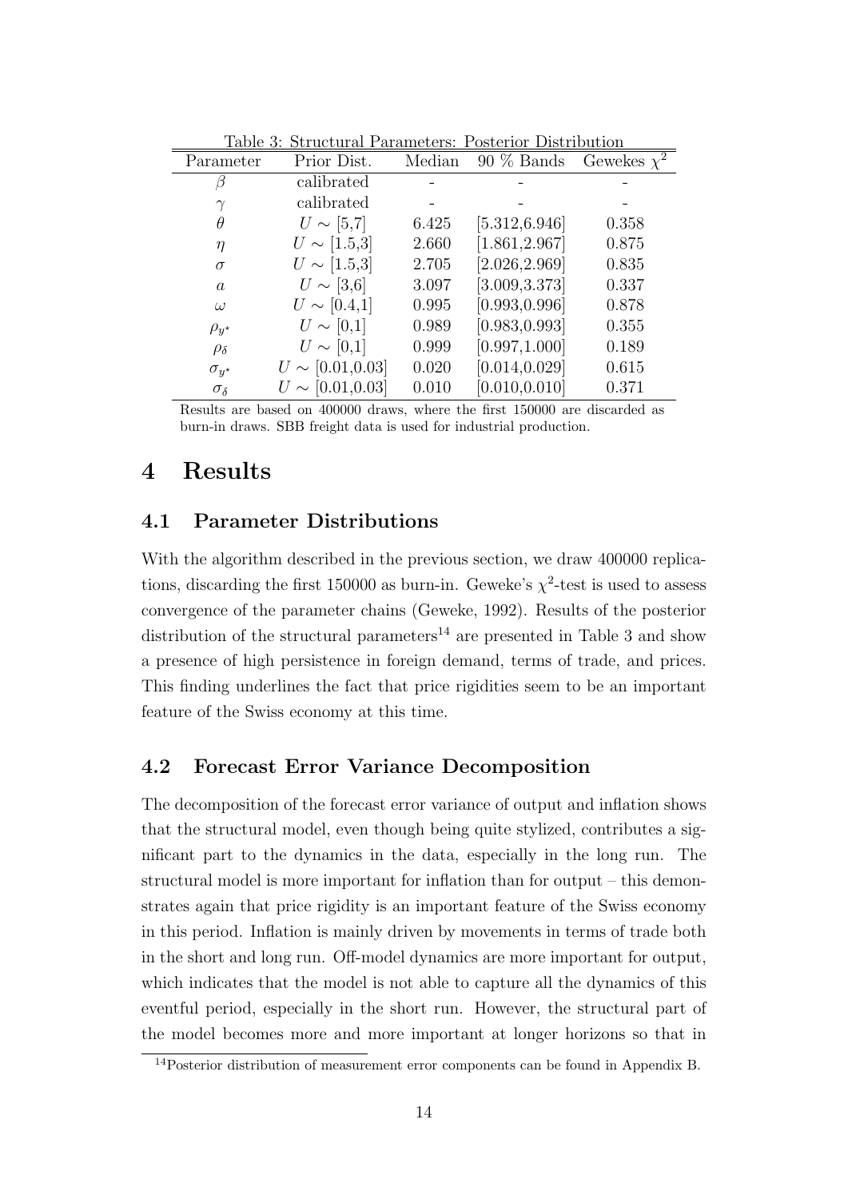Table 3: Structural Parameters: Posterior Distribution

| Parameter | Prior Dist. | Median | 90 % Bands | Gewekes $\chi^2$ |
|---|---|---|---|---|
| $\beta$ | calibrated | - | - | - |
| $\gamma$ | calibrated | - | - | - |
| $\theta$ | $U \sim [5,7]$ | 6.425 | [5.312,6.946] | 0.358 |
| $\eta$ | $U \sim [1.5,3]$ | 2.660 | [1.861,2.967] | 0.875 |
| $\sigma$ | $U \sim [1.5,3]$ | 2.705 | [2.026,2.969] | 0.835 |
| $a$ | $U \sim [3,6]$ | 3.097 | [3.009,3.373] | 0.337 |
| $\omega$ | $U \sim [0.4,1]$ | 0.995 | [0.993,0.996] | 0.878 |
| $\rho_{y^\star}$ | $U \sim [0,1]$ | 0.989 | [0.983,0.993] | 0.355 |
| $\rho_\delta$ | $U \sim [0,1]$ | 0.999 | [0.997,1.000] | 0.189 |
| $\sigma_{y^\star}$ | $U \sim [0.01,0.03]$ | 0.020 | [0.014,0.029] | 0.615 |
| $\sigma_\delta$ | $U \sim [0.01,0.03]$ | 0.010 | [0.010,0.010] | 0.371 |

Results are based on 400000 draws, where the first 150000 are discarded as burn-in draws. SBB freight data is used for industrial production.

# 4 Results

## 4.1 Parameter Distributions

With the algorithm described in the previous section, we draw 400000 replications, discarding the first 150000 as burn-in. Geweke's $\chi^2$-test is used to assess convergence of the parameter chains (Geweke, 1992). Results of the posterior distribution of the structural parameters[14] are presented in Table 3 and show a presence of high persistence in foreign demand, terms of trade, and prices. This finding underlines the fact that price rigidities seem to be an important feature of the Swiss economy at this time.

## 4.2 Forecast Error Variance Decomposition

The decomposition of the forecast error variance of output and inflation shows that the structural model, even though being quite stylized, contributes a significant part to the dynamics in the data, especially in the long run. The structural model is more important for inflation than for output – this demonstrates again that price rigidity is an important feature of the Swiss economy in this period. Inflation is mainly driven by movements in terms of trade both in the short and long run. Off-model dynamics are more important for output, which indicates that the model is not able to capture all the dynamics of this eventful period, especially in the short run. However, the structural part of the model becomes more and more important at longer horizons so that in

[14] Posterior distribution of measurement error components can be found in Appendix B.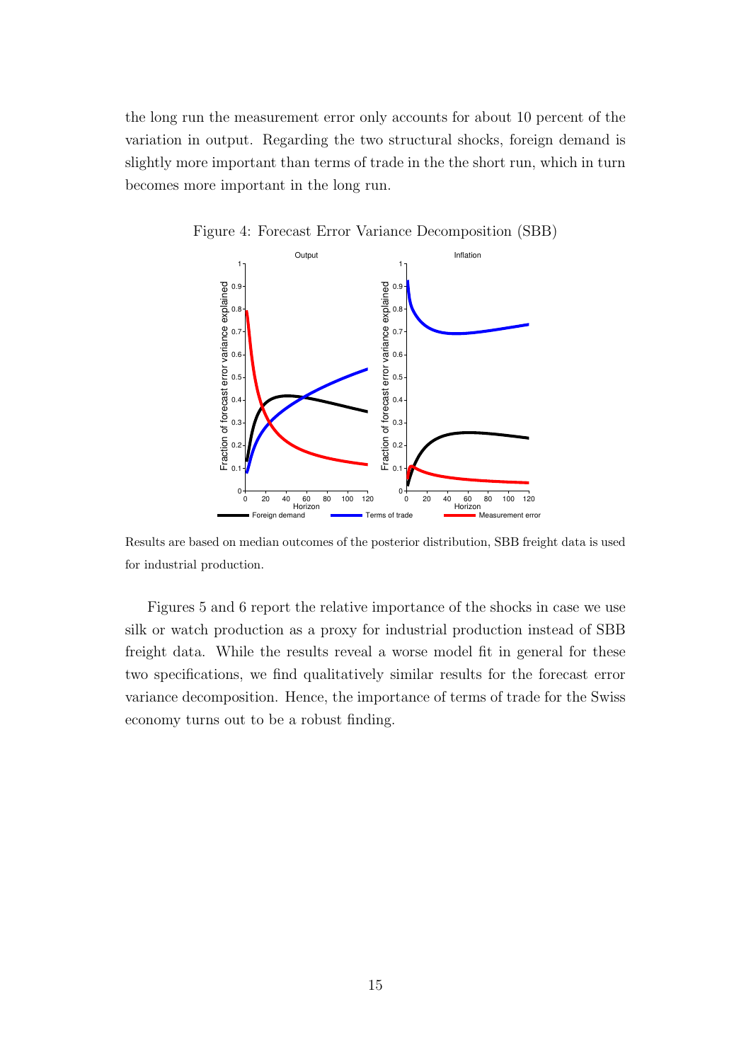the long run the measurement error only accounts for about 10 percent of the variation in output. Regarding the two structural shocks, foreign demand is slightly more important than terms of trade in the the short run, which in turn becomes more important in the long run.

Figure 4: Forecast Error Variance Decomposition (SBB)

Results are based on median outcomes of the posterior distribution, SBB freight data is used for industrial production.

Figures 5 and 6 report the relative importance of the shocks in case we use silk or watch production as a proxy for industrial production instead of SBB freight data. While the results reveal a worse model fit in general for these two specifications, we find qualitatively similar results for the forecast error variance decomposition. Hence, the importance of terms of trade for the Swiss economy turns out to be a robust finding.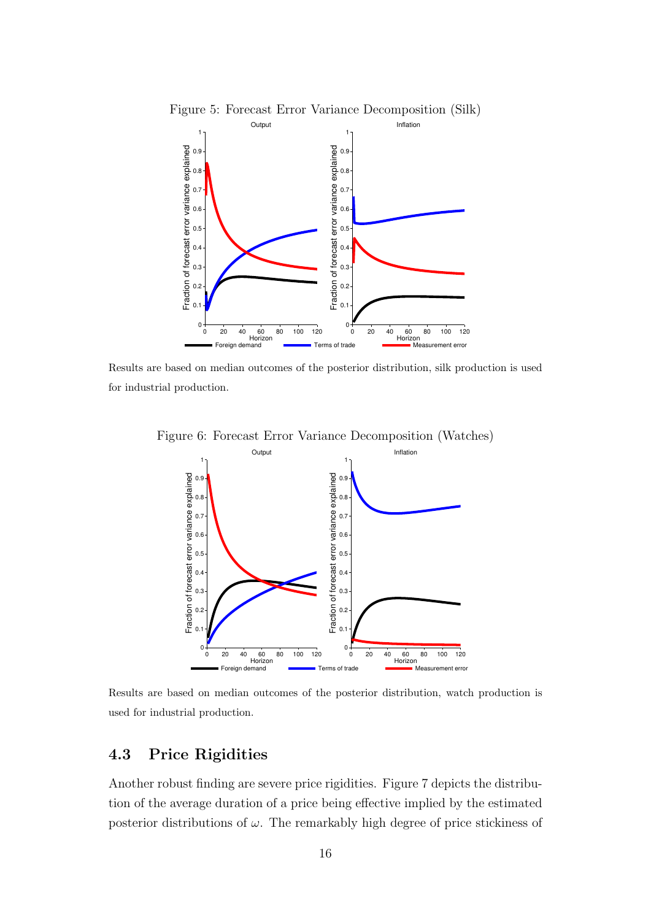Figure 5: Forecast Error Variance Decomposition (Silk)

Results are based on median outcomes of the posterior distribution, silk production is used for industrial production.

Figure 6: Forecast Error Variance Decomposition (Watches)

Results are based on median outcomes of the posterior distribution, watch production is used for industrial production.

## 4.3 Price Rigidities

Another robust finding are severe price rigidities. Figure 7 depicts the distribution of the average duration of a price being effective implied by the estimated posterior distributions of $\omega$. The remarkably high degree of price stickiness of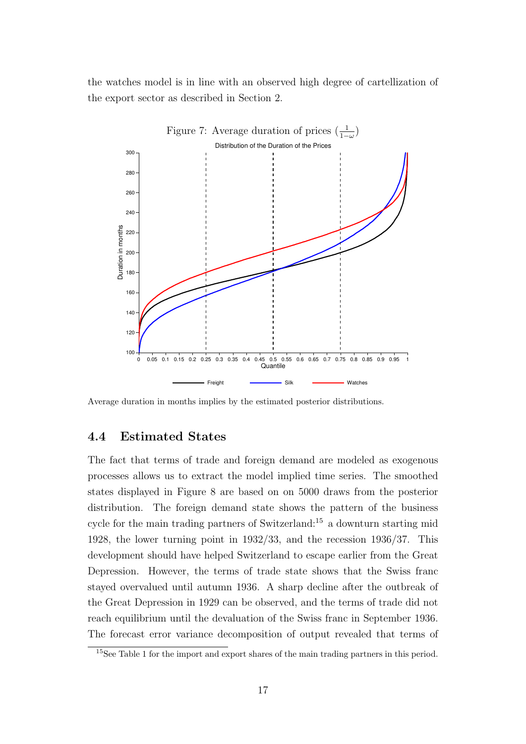the watches model is in line with an observed high degree of cartellization of the export sector as described in Section 2.

Figure 7: Average duration of prices ($\frac{1}{1-\omega}$)

Average duration in months implies by the estimated posterior distributions.

### 4.4 Estimated States

The fact that terms of trade and foreign demand are modeled as exogenous processes allows us to extract the model implied time series. The smoothed states displayed in Figure 8 are based on on 5000 draws from the posterior distribution. The foreign demand state shows the pattern of the business cycle for the main trading partners of Switzerland:[15] a downturn starting mid 1928, the lower turning point in 1932/33, and the recession 1936/37. This development should have helped Switzerland to escape earlier from the Great Depression. However, the terms of trade state shows that the Swiss franc stayed overvalued until autumn 1936. A sharp decline after the outbreak of the Great Depression in 1929 can be observed, and the terms of trade did not reach equilibrium until the devaluation of the Swiss franc in September 1936. The forecast error variance decomposition of output revealed that terms of

[15] See Table 1 for the import and export shares of the main trading partners in this period.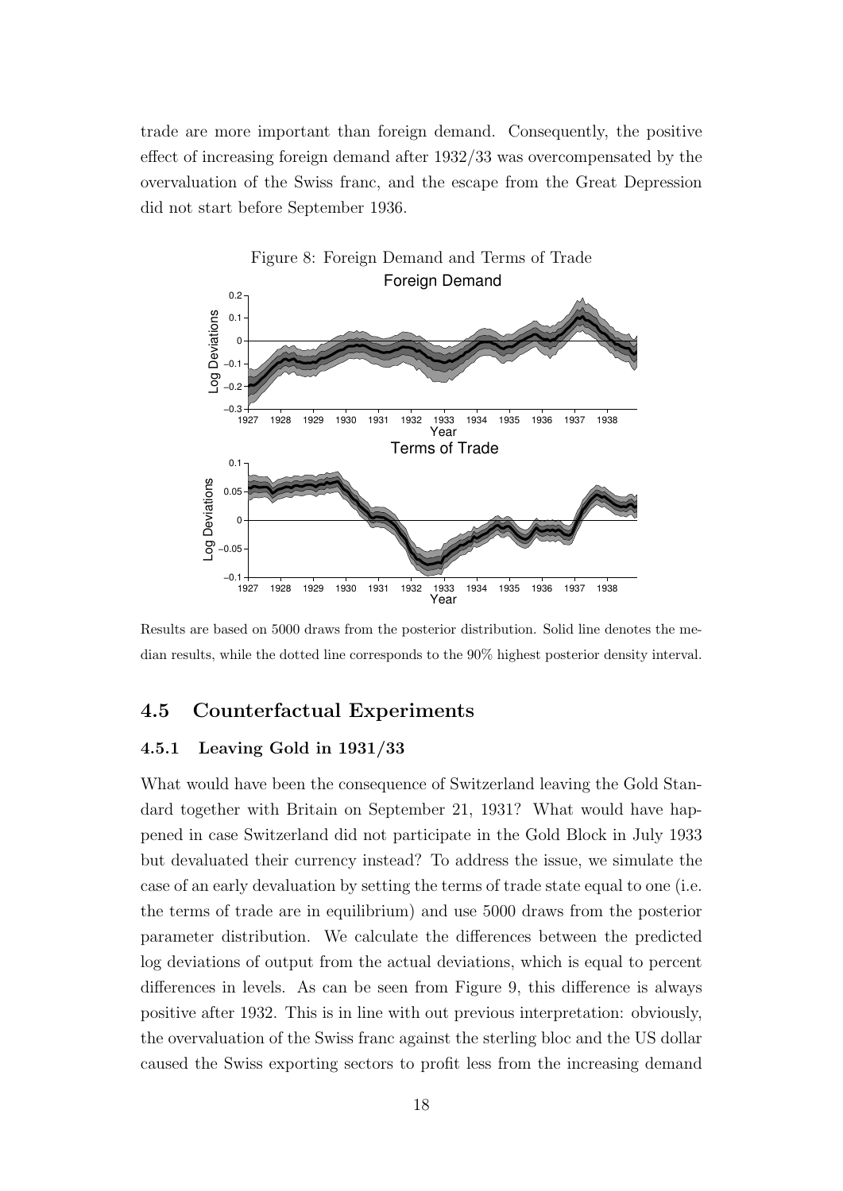trade are more important than foreign demand. Consequently, the positive effect of increasing foreign demand after 1932/33 was overcompensated by the overvaluation of the Swiss franc, and the escape from the Great Depression did not start before September 1936.

Figure 8: Foreign Demand and Terms of Trade

Results are based on 5000 draws from the posterior distribution. Solid line denotes the median results, while the dotted line corresponds to the 90% highest posterior density interval.

## 4.5 Counterfactual Experiments

### 4.5.1 Leaving Gold in 1931/33

What would have been the consequence of Switzerland leaving the Gold Standard together with Britain on September 21, 1931? What would have happened in case Switzerland did not participate in the Gold Block in July 1933 but devaluated their currency instead? To address the issue, we simulate the case of an early devaluation by setting the terms of trade state equal to one (i.e. the terms of trade are in equilibrium) and use 5000 draws from the posterior parameter distribution. We calculate the differences between the predicted log deviations of output from the actual deviations, which is equal to percent differences in levels. As can be seen from Figure 9, this difference is always positive after 1932. This is in line with out previous interpretation: obviously, the overvaluation of the Swiss franc against the sterling bloc and the US dollar caused the Swiss exporting sectors to profit less from the increasing demand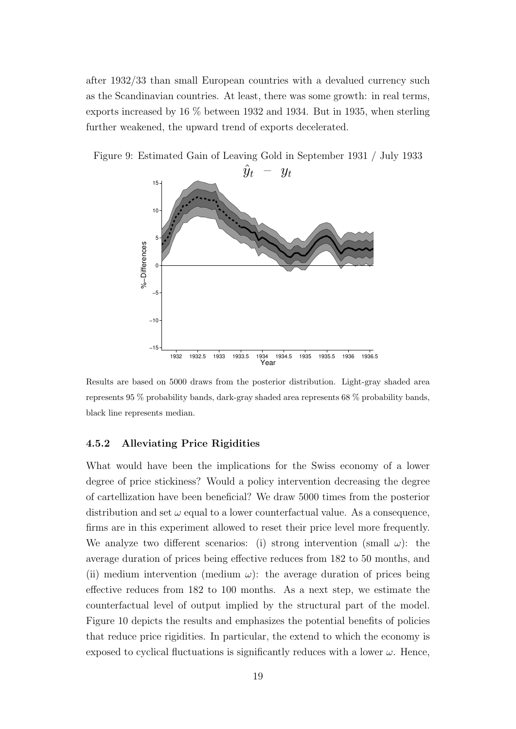after 1932/33 than small European countries with a devalued currency such as the Scandinavian countries. At least, there was some growth: in real terms, exports increased by 16 % between 1932 and 1934. But in 1935, when sterling further weakened, the upward trend of exports decelerated.

Figure 9: Estimated Gain of Leaving Gold in September 1931 / July 1933

Results are based on 5000 draws from the posterior distribution. Light-gray shaded area represents 95 % probability bands, dark-gray shaded area represents 68 % probability bands, black line represents median.

### 4.5.2 Alleviating Price Rigidities

What would have been the implications for the Swiss economy of a lower degree of price stickiness? Would a policy intervention decreasing the degree of cartellization have been beneficial? We draw 5000 times from the posterior distribution and set $\omega$ equal to a lower counterfactual value. As a consequence, firms are in this experiment allowed to reset their price level more frequently. We analyze two different scenarios: (i) strong intervention (small $\omega$): the average duration of prices being effective reduces from 182 to 50 months, and (ii) medium intervention (medium $\omega$): the average duration of prices being effective reduces from 182 to 100 months. As a next step, we estimate the counterfactual level of output implied by the structural part of the model. Figure 10 depicts the results and emphasizes the potential benefits of policies that reduce price rigidities. In particular, the extend to which the economy is exposed to cyclical fluctuations is significantly reduces with a lower $\omega$. Hence,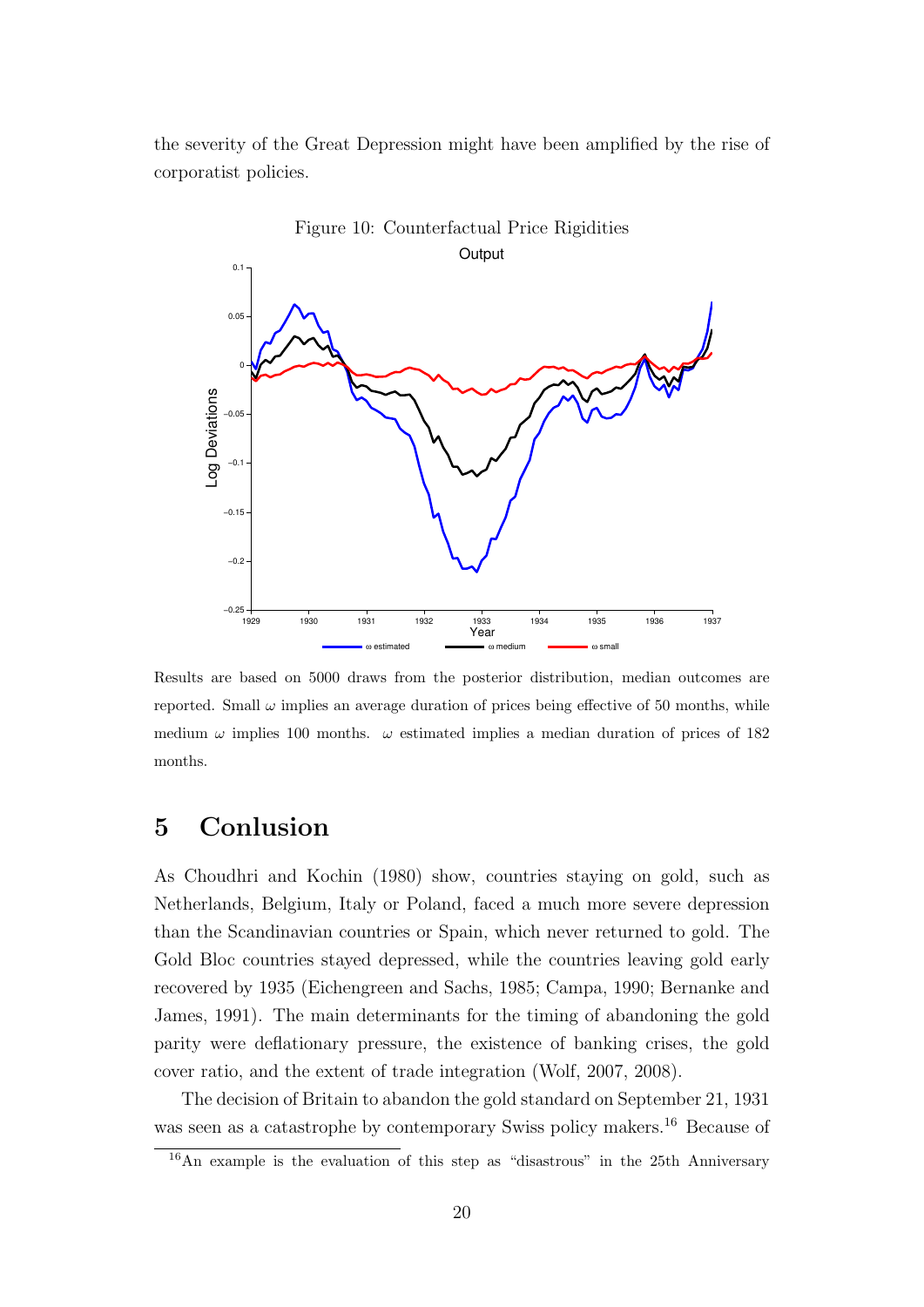the severity of the Great Depression might have been amplified by the rise of corporatist policies.

Figure 10: Counterfactual Price Rigidities

Results are based on 5000 draws from the posterior distribution, median outcomes are reported. Small $\omega$ implies an average duration of prices being effective of 50 months, while medium $\omega$ implies 100 months. $\omega$ estimated implies a median duration of prices of 182 months.

## 5 Conlusion

As Choudhri and Kochin (1980) show, countries staying on gold, such as Netherlands, Belgium, Italy or Poland, faced a much more severe depression than the Scandinavian countries or Spain, which never returned to gold. The Gold Bloc countries stayed depressed, while the countries leaving gold early recovered by 1935 (Eichengreen and Sachs, 1985; Campa, 1990; Bernanke and James, 1991). The main determinants for the timing of abandoning the gold parity were deflationary pressure, the existence of banking crises, the gold cover ratio, and the extent of trade integration (Wolf, 2007, 2008).

The decision of Britain to abandon the gold standard on September 21, 1931 was seen as a catastrophe by contemporary Swiss policy makers.[16] Because of

[16] An example is the evaluation of this step as "disastrous" in the 25th Anniversary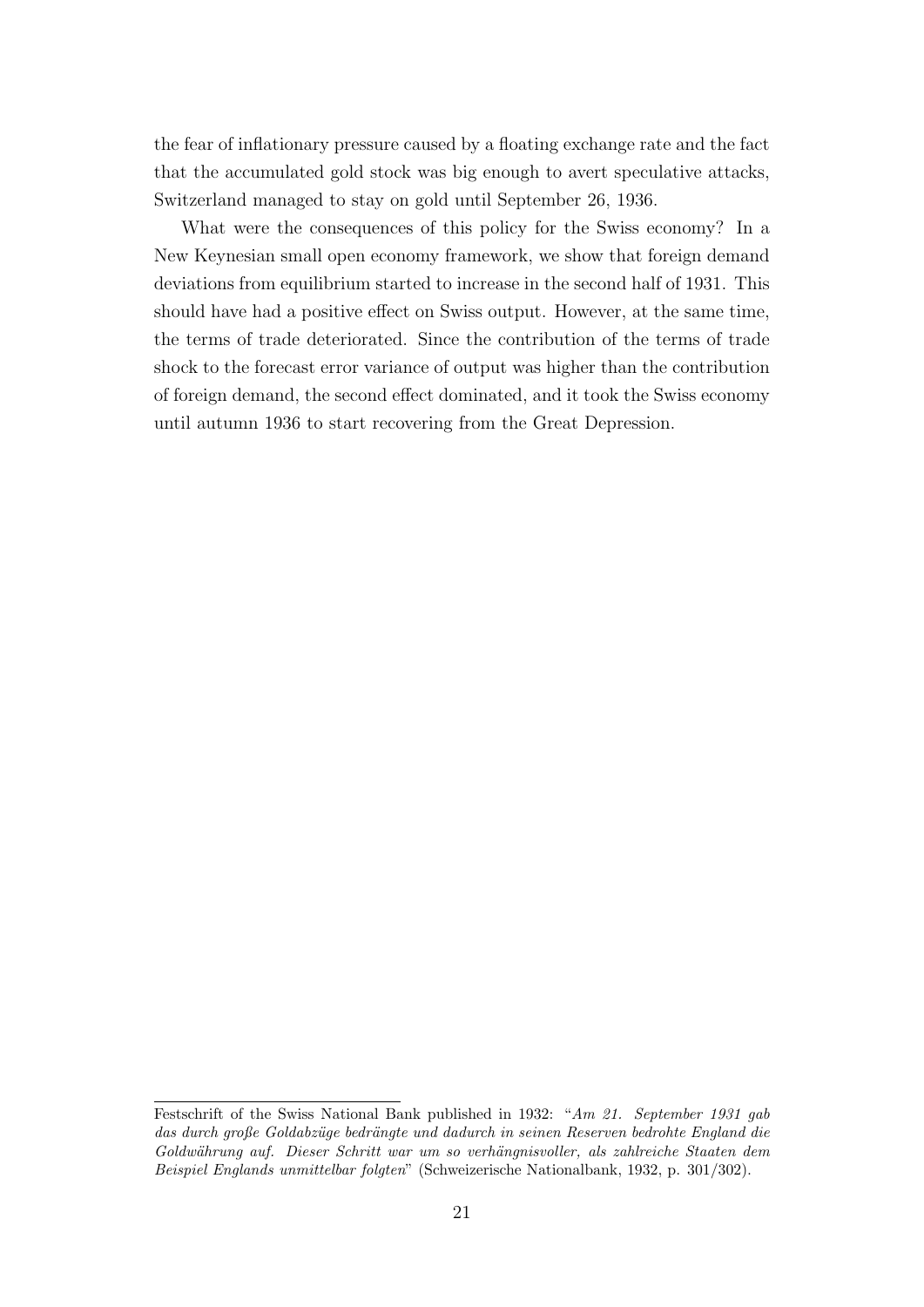the fear of inflationary pressure caused by a floating exchange rate and the fact that the accumulated gold stock was big enough to avert speculative attacks, Switzerland managed to stay on gold until September 26, 1936.

What were the consequences of this policy for the Swiss economy? In a New Keynesian small open economy framework, we show that foreign demand deviations from equilibrium started to increase in the second half of 1931. This should have had a positive effect on Swiss output. However, at the same time, the terms of trade deteriorated. Since the contribution of the terms of trade shock to the forecast error variance of output was higher than the contribution of foreign demand, the second effect dominated, and it took the Swiss economy until autumn 1936 to start recovering from the Great Depression.

---

Festschrift of the Swiss National Bank published in 1932: "*Am 21. September 1931 gab das durch große Goldabzüge bedrängte und dadurch in seinen Reserven bedrohte England die Goldwährung auf. Dieser Schritt war um so verhängnisvoller, als zahlreiche Staaten dem Beispiel Englands unmittelbar folgten*" (Schweizerische Nationalbank, 1932, p. 301/302).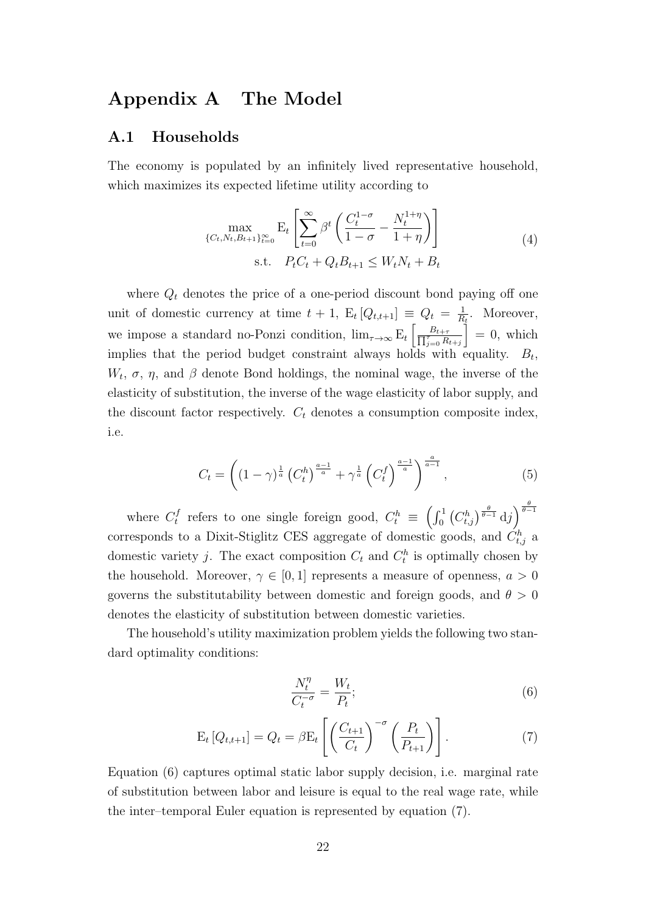# Appendix A The Model

## A.1 Households

The economy is populated by an infinitely lived representative household, which maximizes its expected lifetime utility according to

$$\begin{aligned} \max_{\{C_t, N_t, B_{t+1}\}_{t=0}^{\infty}} \; & \mathrm{E}_t \left[ \sum_{t=0}^{\infty} \beta^t \left( \frac{C_t^{1-\sigma}}{1-\sigma} - \frac{N_t^{1+\eta}}{1+\eta} \right) \right] \\ \text{s.t.} \quad & P_t C_t + Q_t B_{t+1} \leq W_t N_t + B_t \end{aligned} \tag{4}$$

where $Q_t$ denotes the price of a one-period discount bond paying off one unit of domestic currency at time $t+1$, $\mathrm{E}_t[Q_{t,t+1}] \equiv Q_t = \frac{1}{R_t}$. Moreover, we impose a standard no-Ponzi condition, $\lim_{\tau \to \infty} \mathrm{E}_t \left[ \frac{B_{t+\tau}}{\prod_{j=0}^{\tau} R_{t+j}} \right] = 0$, which implies that the period budget constraint always holds with equality. $B_t$, $W_t$, $\sigma$, $\eta$, and $\beta$ denote Bond holdings, the nominal wage, the inverse of the elasticity of substitution, the inverse of the wage elasticity of labor supply, and the discount factor respectively. $C_t$ denotes a consumption composite index, i.e.

$$C_t = \left( (1-\gamma)^{\frac{1}{a}} \left( C_t^h \right)^{\frac{a-1}{a}} + \gamma^{\frac{1}{a}} \left( C_t^f \right)^{\frac{a-1}{a}} \right)^{\frac{a}{a-1}}, \tag{5}$$

where $C_t^f$ refers to one single foreign good, $C_t^h \equiv \left( \int_0^1 \left( C_{t,j}^h \right)^{\frac{\theta}{\theta-1}} \mathrm{d}j \right)^{\frac{\theta}{\theta-1}}$ corresponds to a Dixit-Stiglitz CES aggregate of domestic goods, and $C_{t,j}^h$ a domestic variety $j$. The exact composition $C_t$ and $C_t^h$ is optimally chosen by the household. Moreover, $\gamma \in [0,1]$ represents a measure of openness, $a > 0$ governs the substitutability between domestic and foreign goods, and $\theta > 0$ denotes the elasticity of substitution between domestic varieties.

The household's utility maximization problem yields the following two standard optimality conditions:

$$\frac{N_t^{\eta}}{C_t^{-\sigma}} = \frac{W_t}{P_t}; \tag{6}$$

$$\mathrm{E}_t[Q_{t,t+1}] = Q_t = \beta \mathrm{E}_t \left[ \left( \frac{C_{t+1}}{C_t} \right)^{-\sigma} \left( \frac{P_t}{P_{t+1}} \right) \right]. \tag{7}$$

Equation (6) captures optimal static labor supply decision, i.e. marginal rate of substitution between labor and leisure is equal to the real wage rate, while the inter–temporal Euler equation is represented by equation (7).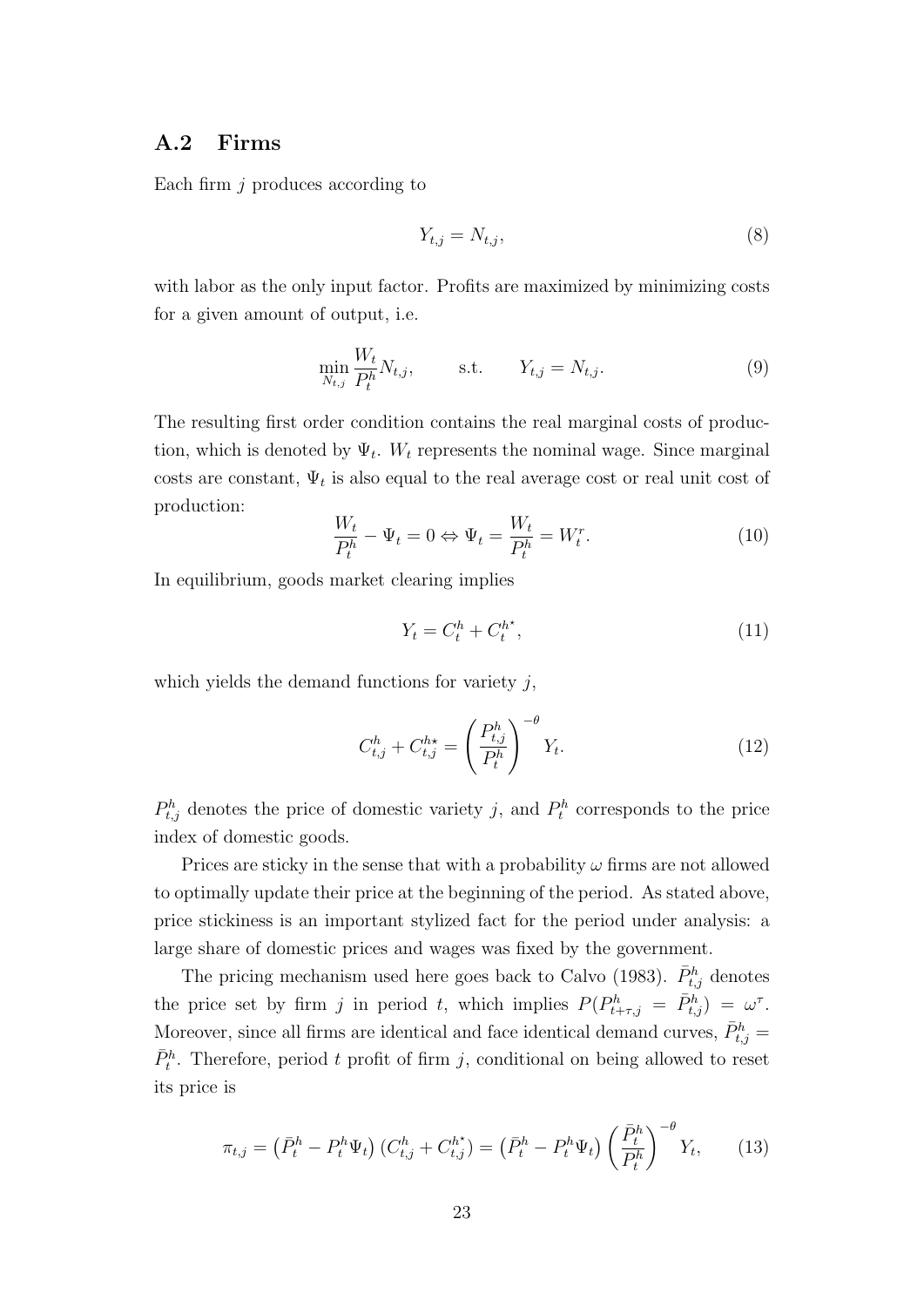## A.2 Firms

Each firm $j$ produces according to

$$Y_{t,j} = N_{t,j}, \tag{8}$$

with labor as the only input factor. Profits are maximized by minimizing costs for a given amount of output, i.e.

$$\min_{N_{t,j}} \frac{W_t}{P_t^h} N_{t,j}, \qquad \text{s.t.} \qquad Y_{t,j} = N_{t,j}. \tag{9}$$

The resulting first order condition contains the real marginal costs of production, which is denoted by $\Psi_t$. $W_t$ represents the nominal wage. Since marginal costs are constant, $\Psi_t$ is also equal to the real average cost or real unit cost of production:

$$\frac{W_t}{P_t^h} - \Psi_t = 0 \Leftrightarrow \Psi_t = \frac{W_t}{P_t^h} = W_t^r. \tag{10}$$

In equilibrium, goods market clearing implies

$$Y_t = C_t^h + C_t^{h\star}, \tag{11}$$

which yields the demand functions for variety $j$,

$$C_{t,j}^h + C_{t,j}^{h\star} = \left( \frac{P_{t,j}^h}{P_t^h} \right)^{-\theta} Y_t. \tag{12}$$

$P_{t,j}^h$ denotes the price of domestic variety $j$, and $P_t^h$ corresponds to the price index of domestic goods.

Prices are sticky in the sense that with a probability $\omega$ firms are not allowed to optimally update their price at the beginning of the period. As stated above, price stickiness is an important stylized fact for the period under analysis: a large share of domestic prices and wages was fixed by the government.

The pricing mechanism used here goes back to Calvo (1983). $\bar{P}_{t,j}^h$ denotes the price set by firm $j$ in period $t$, which implies $P(P_{t+\tau,j}^h = \bar{P}_{t,j}^h) = \omega^\tau$. Moreover, since all firms are identical and face identical demand curves, $\bar{P}_{t,j}^h = \bar{P}_t^h$. Therefore, period $t$ profit of firm $j$, conditional on being allowed to reset its price is

$$\pi_{t,j} = \left( \bar{P}_t^h - P_t^h \Psi_t \right) \left( C_{t,j}^h + C_{t,j}^{h\star} \right) = \left( \bar{P}_t^h - P_t^h \Psi_t \right) \left( \frac{\bar{P}_t^h}{P_t^h} \right)^{-\theta} Y_t, \tag{13}$$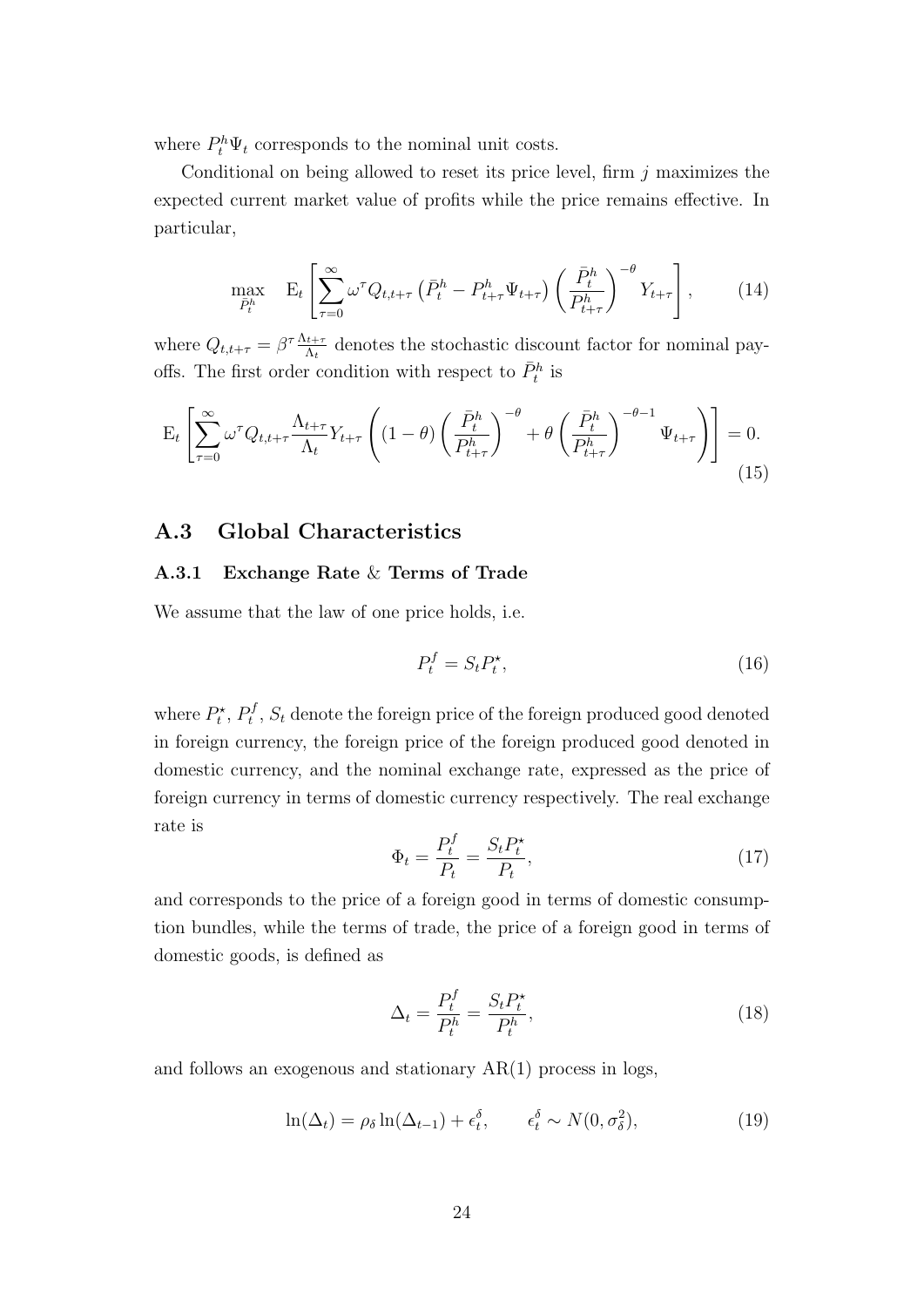where $P_t^h \Psi_t$ corresponds to the nominal unit costs.

Conditional on being allowed to reset its price level, firm $j$ maximizes the expected current market value of profits while the price remains effective. In particular,

$$\max_{\bar{P}_t^h} \quad \mathrm{E}_t \left[ \sum_{\tau=0}^{\infty} \omega^{\tau} Q_{t,t+\tau} \left( \bar{P}_t^h - P_{t+\tau}^h \Psi_{t+\tau} \right) \left( \frac{\bar{P}_t^h}{P_{t+\tau}^h} \right)^{-\theta} Y_{t+\tau} \right], \tag{14}$$

where $Q_{t,t+\tau} = \beta^{\tau} \frac{\Lambda_{t+\tau}}{\Lambda_t}$ denotes the stochastic discount factor for nominal payoffs. The first order condition with respect to $\bar{P}_t^h$ is

$$\mathrm{E}_t \left[ \sum_{\tau=0}^{\infty} \omega^{\tau} Q_{t,t+\tau} \frac{\Lambda_{t+\tau}}{\Lambda_t} Y_{t+\tau} \left( (1-\theta) \left( \frac{\bar{P}_t^h}{P_{t+\tau}^h} \right)^{-\theta} + \theta \left( \frac{\bar{P}_t^h}{P_{t+\tau}^h} \right)^{-\theta-1} \Psi_{t+\tau} \right) \right] = 0. \tag{15}$$

## A.3 Global Characteristics

### A.3.1 Exchange Rate & Terms of Trade

We assume that the law of one price holds, i.e.

$$P_t^f = S_t P_t^{\star}, \tag{16}$$

where $P_t^{\star}$, $P_t^f$, $S_t$ denote the foreign price of the foreign produced good denoted in foreign currency, the foreign price of the foreign produced good denoted in domestic currency, and the nominal exchange rate, expressed as the price of foreign currency in terms of domestic currency respectively. The real exchange rate is

$$\Phi_t = \frac{P_t^f}{P_t} = \frac{S_t P_t^{\star}}{P_t}, \tag{17}$$

and corresponds to the price of a foreign good in terms of domestic consumption bundles, while the terms of trade, the price of a foreign good in terms of domestic goods, is defined as

$$\Delta_t = \frac{P_t^f}{P_t^h} = \frac{S_t P_t^{\star}}{P_t^h}, \tag{18}$$

and follows an exogenous and stationary AR(1) process in logs,

$$\ln(\Delta_t) = \rho_{\delta} \ln(\Delta_{t-1}) + \epsilon_t^{\delta}, \qquad \epsilon_t^{\delta} \sim N(0, \sigma_{\delta}^2), \tag{19}$$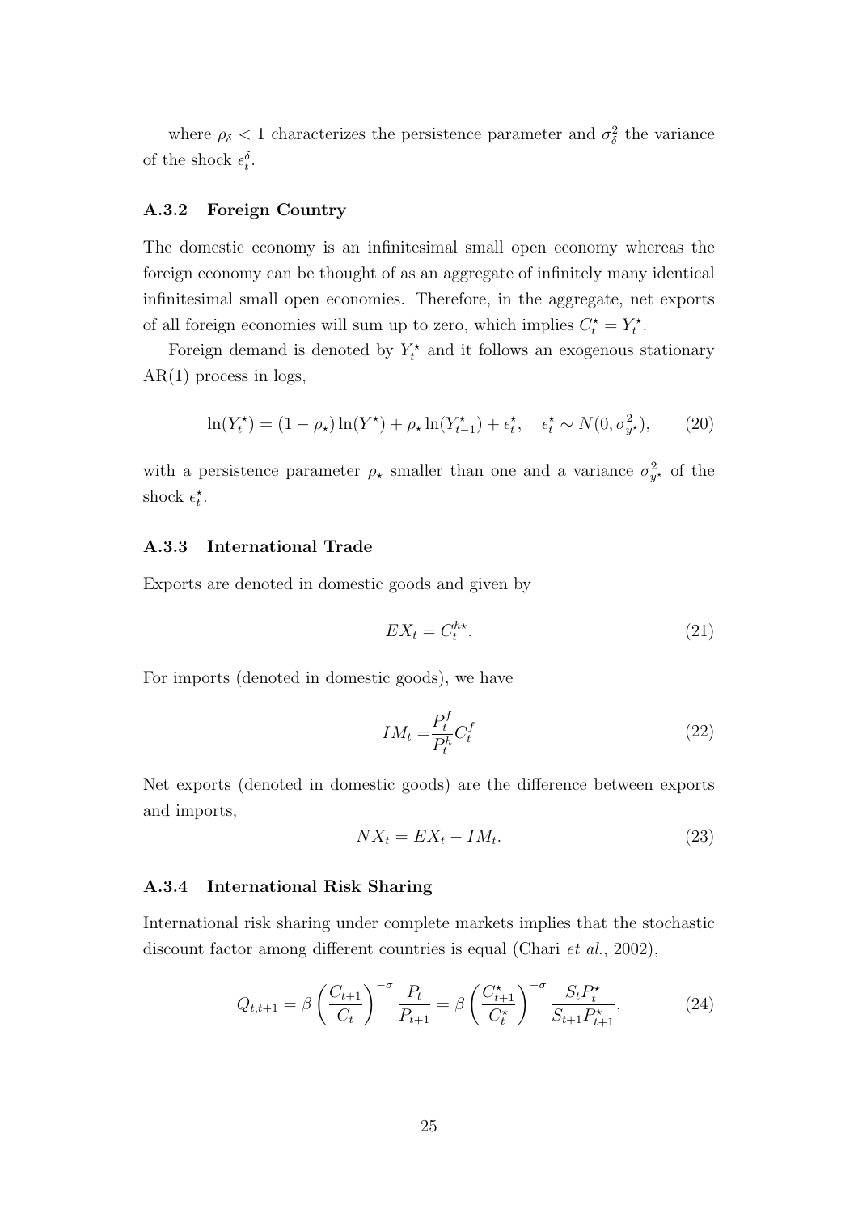where $\rho_\delta < 1$ characterizes the persistence parameter and $\sigma_\delta^2$ the variance of the shock $\epsilon_t^\delta$.

### A.3.2 Foreign Country

The domestic economy is an infinitesimal small open economy whereas the foreign economy can be thought of as an aggregate of infinitely many identical infinitesimal small open economies. Therefore, in the aggregate, net exports of all foreign economies will sum up to zero, which implies $C_t^\star = Y_t^\star$.

Foreign demand is denoted by $Y_t^\star$ and it follows an exogenous stationary AR(1) process in logs,

$$\ln(Y_t^\star) = (1-\rho_\star)\ln(Y^\star) + \rho_\star \ln(Y_{t-1}^\star) + \epsilon_t^\star, \quad \epsilon_t^\star \sim N(0, \sigma_{y^\star}^2), \tag{20}$$

with a persistence parameter $\rho_\star$ smaller than one and a variance $\sigma_{y^\star}^2$ of the shock $\epsilon_t^\star$.

### A.3.3 International Trade

Exports are denoted in domestic goods and given by

$$EX_t = C_t^{h\star}. \tag{21}$$

For imports (denoted in domestic goods), we have

$$IM_t = \frac{P_t^f}{P_t^h} C_t^f \tag{22}$$

Net exports (denoted in domestic goods) are the difference between exports and imports,

$$NX_t = EX_t - IM_t. \tag{23}$$

### A.3.4 International Risk Sharing

International risk sharing under complete markets implies that the stochastic discount factor among different countries is equal (Chari *et al.*, 2002),

$$Q_{t,t+1} = \beta \left(\frac{C_{t+1}}{C_t}\right)^{-\sigma} \frac{P_t}{P_{t+1}} = \beta \left(\frac{C_{t+1}^\star}{C_t^\star}\right)^{-\sigma} \frac{S_t P_t^\star}{S_{t+1} P_{t+1}^\star}, \tag{24}$$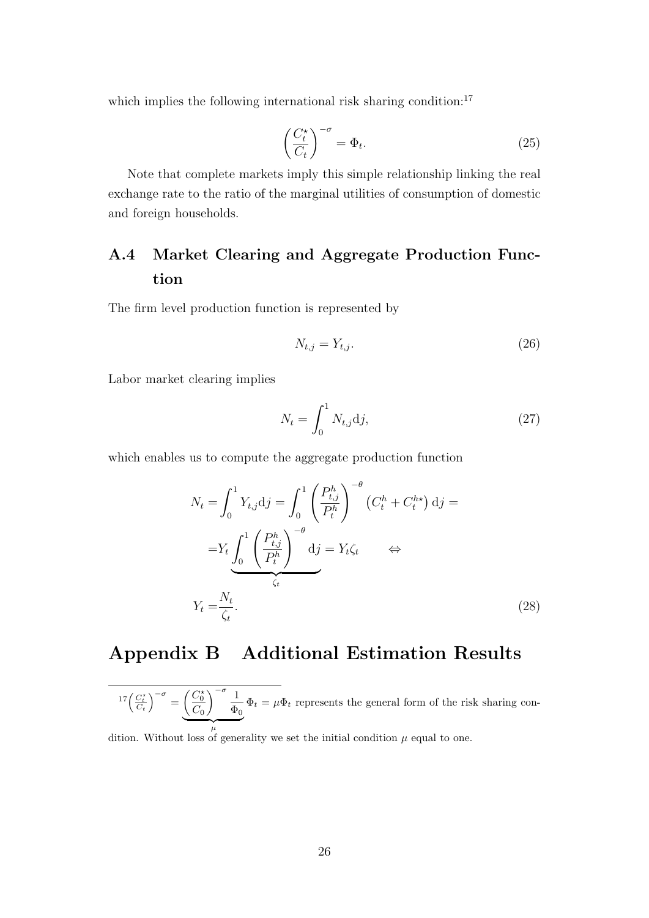which implies the following international risk sharing condition:[17]

$$\left(\frac{C_t^\star}{C_t}\right)^{-\sigma} = \Phi_t. \tag{25}$$

Note that complete markets imply this simple relationship linking the real exchange rate to the ratio of the marginal utilities of consumption of domestic and foreign households.

## A.4 Market Clearing and Aggregate Production Function

The firm level production function is represented by

$$N_{t,j} = Y_{t,j}. \tag{26}$$

Labor market clearing implies

$$N_t = \int_0^1 N_{t,j} \mathrm{d}j, \tag{27}$$

which enables us to compute the aggregate production function

$$\begin{aligned}
N_t &= \int_0^1 Y_{t,j} \mathrm{d}j = \int_0^1 \left(\frac{P_{t,j}^h}{P_t^h}\right)^{-\theta} \left(C_t^h + C_t^{h\star}\right) \mathrm{d}j = \\
&= Y_t \underbrace{\int_0^1 \left(\frac{P_{t,j}^h}{P_t^h}\right)^{-\theta} \mathrm{d}j}_{\zeta_t} = Y_t \zeta_t \qquad \Leftrightarrow \\
Y_t &= \frac{N_t}{\zeta_t}.
\end{aligned} \tag{28}$$

# Appendix B Additional Estimation Results

[17] $\left(\frac{C_t^\star}{C_t}\right)^{-\sigma} = \underbrace{\left(\frac{C_0^\star}{C_0}\right)^{-\sigma} \frac{1}{\Phi_0}}_{\mu} \Phi_t = \mu \Phi_t$ represents the general form of the risk sharing condition. Without loss of generality we set the initial condition $\mu$ equal to one.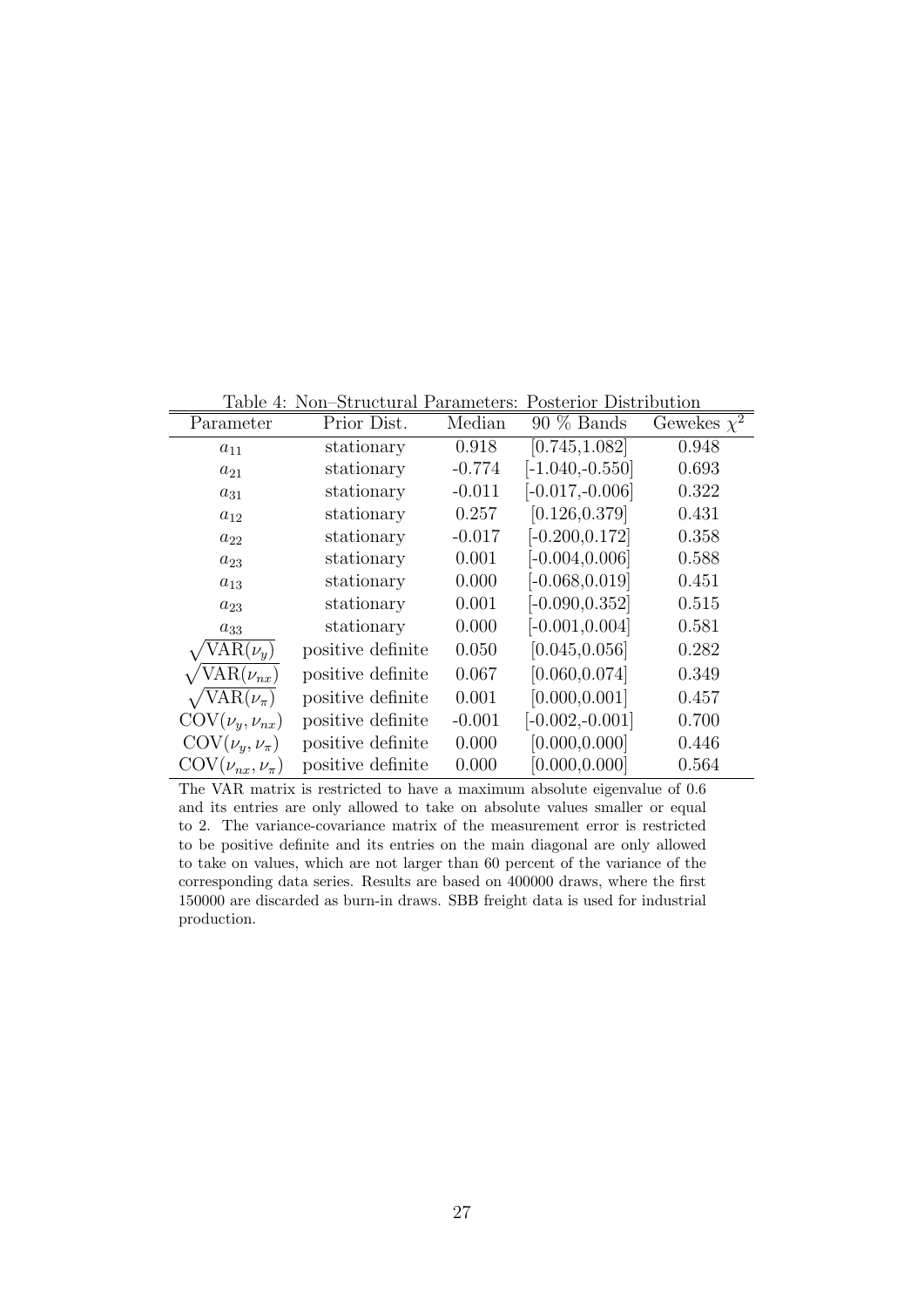Table 4: Non–Structural Parameters: Posterior Distribution

| Parameter | Prior Dist. | Median | 90 % Bands | Gewekes $\chi^2$ |
|---|---|---|---|---|
| $a_{11}$ | stationary | 0.918 | [0.745,1.082] | 0.948 |
| $a_{21}$ | stationary | -0.774 | [-1.040,-0.550] | 0.693 |
| $a_{31}$ | stationary | -0.011 | [-0.017,-0.006] | 0.322 |
| $a_{12}$ | stationary | 0.257 | [0.126,0.379] | 0.431 |
| $a_{22}$ | stationary | -0.017 | [-0.200,0.172] | 0.358 |
| $a_{23}$ | stationary | 0.001 | [-0.004,0.006] | 0.588 |
| $a_{13}$ | stationary | 0.000 | [-0.068,0.019] | 0.451 |
| $a_{23}$ | stationary | 0.001 | [-0.090,0.352] | 0.515 |
| $a_{33}$ | stationary | 0.000 | [-0.001,0.004] | 0.581 |
| $\sqrt{\text{VAR}(\nu_y)}$ | positive definite | 0.050 | [0.045,0.056] | 0.282 |
| $\sqrt{\text{VAR}(\nu_{nx})}$ | positive definite | 0.067 | [0.060,0.074] | 0.349 |
| $\sqrt{\text{VAR}(\nu_\pi)}$ | positive definite | 0.001 | [0.000,0.001] | 0.457 |
| $\text{COV}(\nu_y, \nu_{nx})$ | positive definite | -0.001 | [-0.002,-0.001] | 0.700 |
| $\text{COV}(\nu_y, \nu_\pi)$ | positive definite | 0.000 | [0.000,0.000] | 0.446 |
| $\text{COV}(\nu_{nx}, \nu_\pi)$ | positive definite | 0.000 | [0.000,0.000] | 0.564 |

The VAR matrix is restricted to have a maximum absolute eigenvalue of 0.6 and its entries are only allowed to take on absolute values smaller or equal to 2. The variance-covariance matrix of the measurement error is restricted to be positive definite and its entries on the main diagonal are only allowed to take on values, which are not larger than 60 percent of the variance of the corresponding data series. Results are based on 400000 draws, where the first 150000 are discarded as burn-in draws. SBB freight data is used for industrial production.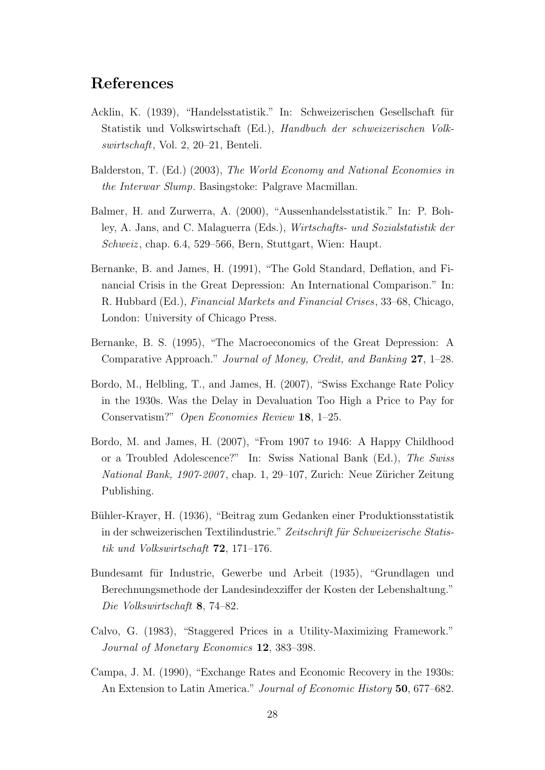# References

Acklin, K. (1939), "Handelsstatistik." In: Schweizerischen Gesellschaft für Statistik und Volkswirtschaft (Ed.), *Handbuch der schweizerischen Volkswirtschaft*, Vol. 2, 20–21, Benteli.

Balderston, T. (Ed.) (2003), *The World Economy and National Economies in the Interwar Slump*. Basingstoke: Palgrave Macmillan.

Balmer, H. and Zurwerra, A. (2000), "Aussenhandelsstatistik." In: P. Bohley, A. Jans, and C. Malaguerra (Eds.), *Wirtschafts- und Sozialstatistik der Schweiz*, chap. 6.4, 529–566, Bern, Stuttgart, Wien: Haupt.

Bernanke, B. and James, H. (1991), "The Gold Standard, Deflation, and Financial Crisis in the Great Depression: An International Comparison." In: R. Hubbard (Ed.), *Financial Markets and Financial Crises*, 33–68, Chicago, London: University of Chicago Press.

Bernanke, B. S. (1995), "The Macroeconomics of the Great Depression: A Comparative Approach." *Journal of Money, Credit, and Banking* **27**, 1–28.

Bordo, M., Helbling, T., and James, H. (2007), "Swiss Exchange Rate Policy in the 1930s. Was the Delay in Devaluation Too High a Price to Pay for Conservatism?" *Open Economies Review* **18**, 1–25.

Bordo, M. and James, H. (2007), "From 1907 to 1946: A Happy Childhood or a Troubled Adolescence?" In: Swiss National Bank (Ed.), *The Swiss National Bank, 1907-2007*, chap. 1, 29–107, Zurich: Neue Züricher Zeitung Publishing.

Bühler-Krayer, H. (1936), "Beitrag zum Gedanken einer Produktionsstatistik in der schweizerischen Textilindustrie." *Zeitschrift für Schweizerische Statistik und Volkswirtschaft* **72**, 171–176.

Bundesamt für Industrie, Gewerbe und Arbeit (1935), "Grundlagen und Berechnungsmethode der Landesindexziffer der Kosten der Lebenshaltung." *Die Volkswirtschaft* **8**, 74–82.

Calvo, G. (1983), "Staggered Prices in a Utility-Maximizing Framework." *Journal of Monetary Economics* **12**, 383–398.

Campa, J. M. (1990), "Exchange Rates and Economic Recovery in the 1930s: An Extension to Latin America." *Journal of Economic History* **50**, 677–682.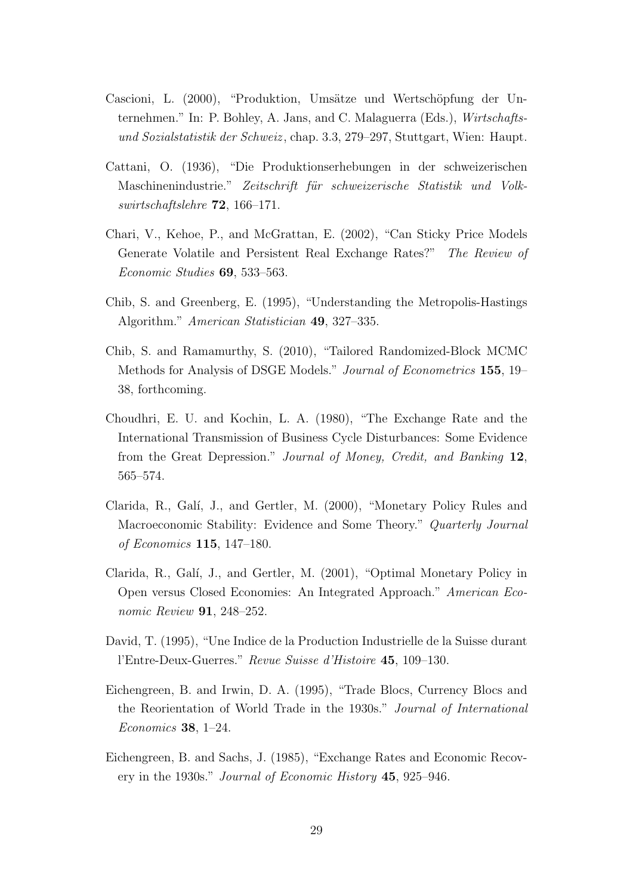Cascioni, L. (2000), "Produktion, Umsätze und Wertschöpfung der Unternehmen." In: P. Bohley, A. Jans, and C. Malaguerra (Eds.), *Wirtschafts- und Sozialstatistik der Schweiz*, chap. 3.3, 279–297, Stuttgart, Wien: Haupt.

Cattani, O. (1936), "Die Produktionserhebungen in der schweizerischen Maschinenindustrie." *Zeitschrift für schweizerische Statistik und Volkswirtschaftslehre* **72**, 166–171.

Chari, V., Kehoe, P., and McGrattan, E. (2002), "Can Sticky Price Models Generate Volatile and Persistent Real Exchange Rates?" *The Review of Economic Studies* **69**, 533–563.

Chib, S. and Greenberg, E. (1995), "Understanding the Metropolis-Hastings Algorithm." *American Statistician* **49**, 327–335.

Chib, S. and Ramamurthy, S. (2010), "Tailored Randomized-Block MCMC Methods for Analysis of DSGE Models." *Journal of Econometrics* **155**, 19–38, forthcoming.

Choudhri, E. U. and Kochin, L. A. (1980), "The Exchange Rate and the International Transmission of Business Cycle Disturbances: Some Evidence from the Great Depression." *Journal of Money, Credit, and Banking* **12**, 565–574.

Clarida, R., Galí, J., and Gertler, M. (2000), "Monetary Policy Rules and Macroeconomic Stability: Evidence and Some Theory." *Quarterly Journal of Economics* **115**, 147–180.

Clarida, R., Galí, J., and Gertler, M. (2001), "Optimal Monetary Policy in Open versus Closed Economies: An Integrated Approach." *American Economic Review* **91**, 248–252.

David, T. (1995), "Une Indice de la Production Industrielle de la Suisse durant l'Entre-Deux-Guerres." *Revue Suisse d'Histoire* **45**, 109–130.

Eichengreen, B. and Irwin, D. A. (1995), "Trade Blocs, Currency Blocs and the Reorientation of World Trade in the 1930s." *Journal of International Economics* **38**, 1–24.

Eichengreen, B. and Sachs, J. (1985), "Exchange Rates and Economic Recovery in the 1930s." *Journal of Economic History* **45**, 925–946.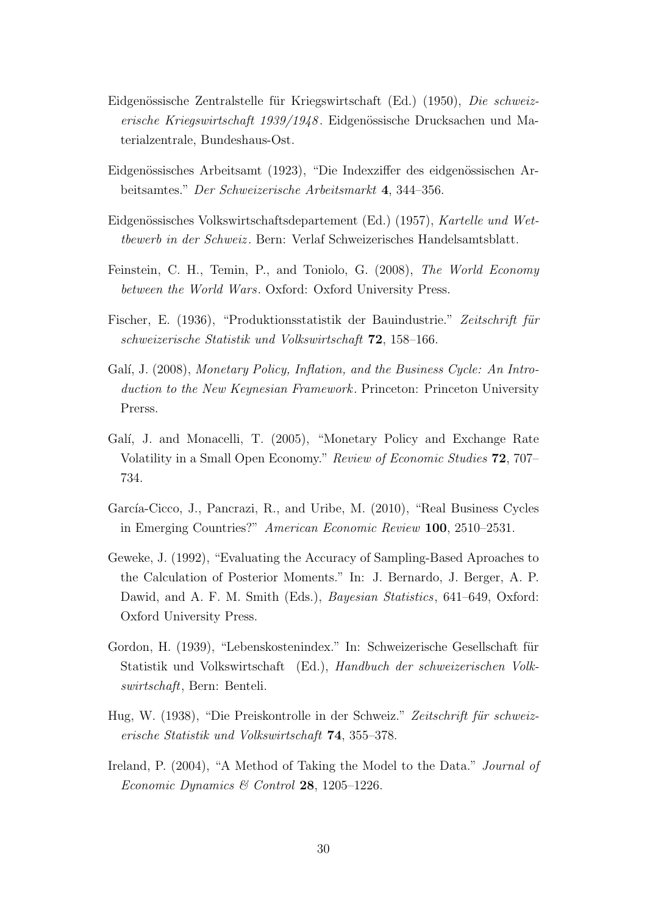Eidgenössische Zentralstelle für Kriegswirtschaft (Ed.) (1950), *Die schweizerische Kriegswirtschaft 1939/1948*. Eidgenössische Drucksachen und Materialzentrale, Bundeshaus-Ost.

Eidgenössisches Arbeitsamt (1923), "Die Indexziffer des eidgenössischen Arbeitsamtes." *Der Schweizerische Arbeitsmarkt* **4**, 344–356.

Eidgenössisches Volkswirtschaftsdepartement (Ed.) (1957), *Kartelle und Wettbewerb in der Schweiz*. Bern: Verlaf Schweizerisches Handelsamtsblatt.

Feinstein, C. H., Temin, P., and Toniolo, G. (2008), *The World Economy between the World Wars*. Oxford: Oxford University Press.

Fischer, E. (1936), "Produktionsstatistik der Bauindustrie." *Zeitschrift für schweizerische Statistik und Volkswirtschaft* **72**, 158–166.

Galí, J. (2008), *Monetary Policy, Inflation, and the Business Cycle: An Introduction to the New Keynesian Framework*. Princeton: Princeton University Prerss.

Galí, J. and Monacelli, T. (2005), "Monetary Policy and Exchange Rate Volatility in a Small Open Economy." *Review of Economic Studies* **72**, 707–734.

García-Cicco, J., Pancrazi, R., and Uribe, M. (2010), "Real Business Cycles in Emerging Countries?" *American Economic Review* **100**, 2510–2531.

Geweke, J. (1992), "Evaluating the Accuracy of Sampling-Based Aproaches to the Calculation of Posterior Moments." In: J. Bernardo, J. Berger, A. P. Dawid, and A. F. M. Smith (Eds.), *Bayesian Statistics*, 641–649, Oxford: Oxford University Press.

Gordon, H. (1939), "Lebenskostenindex." In: Schweizerische Gesellschaft für Statistik und Volkswirtschaft (Ed.), *Handbuch der schweizerischen Volkswirtschaft*, Bern: Benteli.

Hug, W. (1938), "Die Preiskontrolle in der Schweiz." *Zeitschrift für schweizerische Statistik und Volkswirtschaft* **74**, 355–378.

Ireland, P. (2004), "A Method of Taking the Model to the Data." *Journal of Economic Dynamics & Control* **28**, 1205–1226.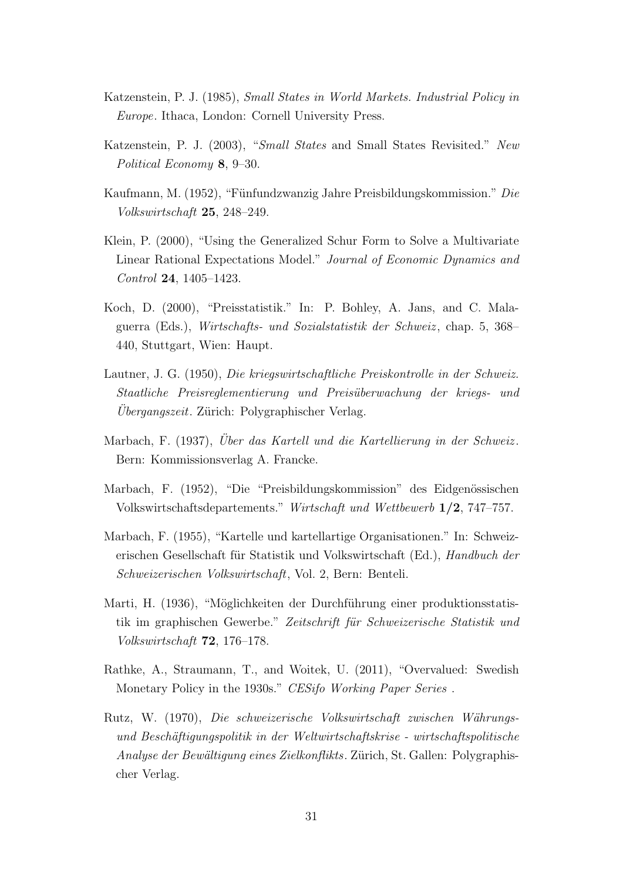Katzenstein, P. J. (1985), *Small States in World Markets. Industrial Policy in Europe*. Ithaca, London: Cornell University Press.

Katzenstein, P. J. (2003), "*Small States* and Small States Revisited." *New Political Economy* **8**, 9–30.

Kaufmann, M. (1952), "Fünfundzwanzig Jahre Preisbildungskommission." *Die Volkswirtschaft* **25**, 248–249.

Klein, P. (2000), "Using the Generalized Schur Form to Solve a Multivariate Linear Rational Expectations Model." *Journal of Economic Dynamics and Control* **24**, 1405–1423.

Koch, D. (2000), "Preisstatistik." In: P. Bohley, A. Jans, and C. Malaguerra (Eds.), *Wirtschafts- und Sozialstatistik der Schweiz*, chap. 5, 368–440, Stuttgart, Wien: Haupt.

Lautner, J. G. (1950), *Die kriegswirtschaftliche Preiskontrolle in der Schweiz. Staatliche Preisreglementierung und Preisüberwachung der kriegs- und Übergangszeit*. Zürich: Polygraphischer Verlag.

Marbach, F. (1937), *Über das Kartell und die Kartellierung in der Schweiz*. Bern: Kommissionsverlag A. Francke.

Marbach, F. (1952), "Die "Preisbildungskommission" des Eidgenössischen Volkswirtschaftsdepartements." *Wirtschaft und Wettbewerb* **1/2**, 747–757.

Marbach, F. (1955), "Kartelle und kartellartige Organisationen." In: Schweizerischen Gesellschaft für Statistik und Volkswirtschaft (Ed.), *Handbuch der Schweizerischen Volkswirtschaft*, Vol. 2, Bern: Benteli.

Marti, H. (1936), "Möglichkeiten der Durchführung einer produktionsstatistik im graphischen Gewerbe." *Zeitschrift für Schweizerische Statistik und Volkswirtschaft* **72**, 176–178.

Rathke, A., Straumann, T., and Woitek, U. (2011), "Overvalued: Swedish Monetary Policy in the 1930s." *CESifo Working Paper Series* .

Rutz, W. (1970), *Die schweizerische Volkswirtschaft zwischen Währungs- und Beschäftigungspolitik in der Weltwirtschaftskrise - wirtschaftspolitische Analyse der Bewältigung eines Zielkonflikts*. Zürich, St. Gallen: Polygraphischer Verlag.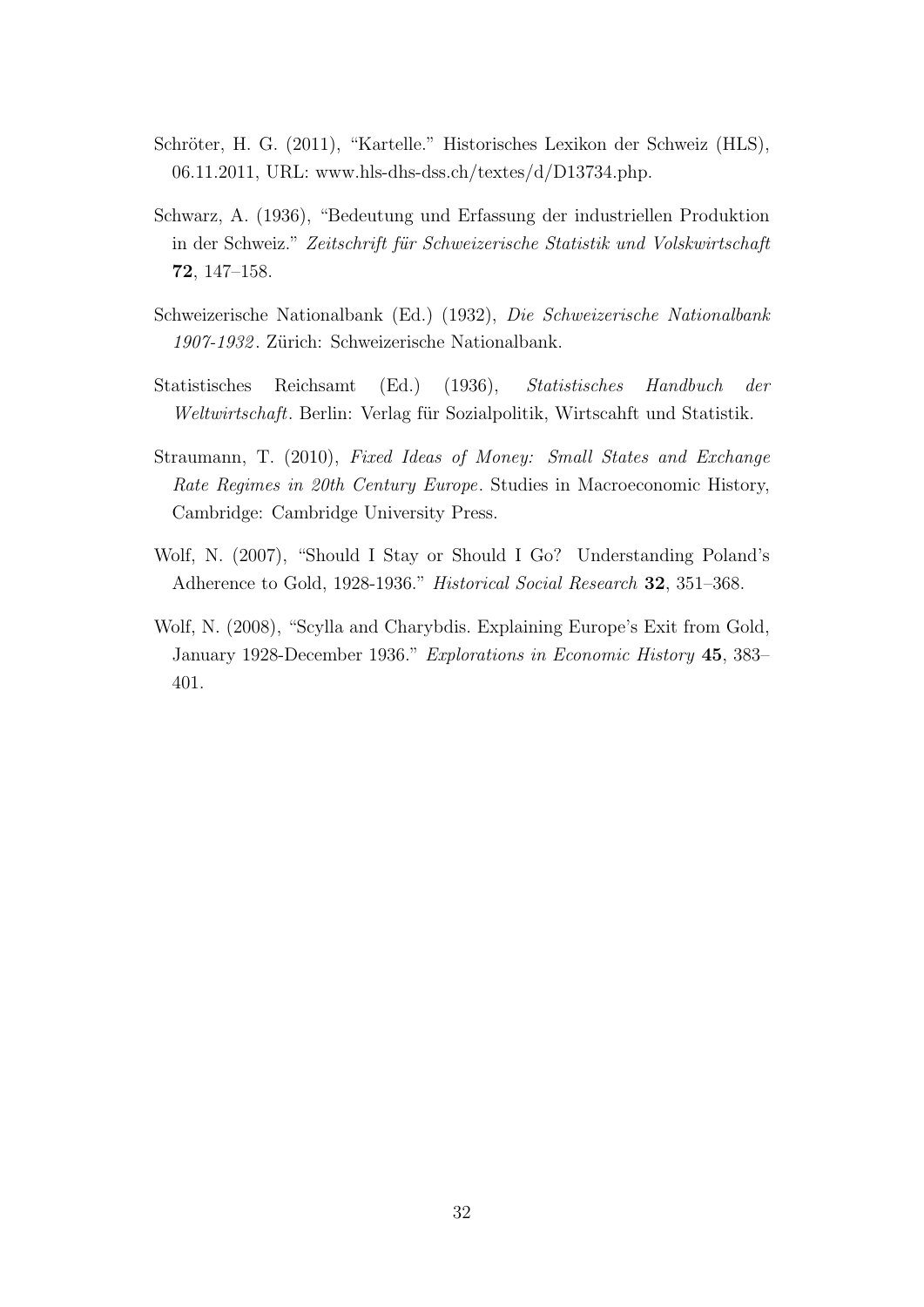Schröter, H. G. (2011), "Kartelle." Historisches Lexikon der Schweiz (HLS), 06.11.2011, URL: www.hls-dhs-dss.ch/textes/d/D13734.php.

Schwarz, A. (1936), "Bedeutung und Erfassung der industriellen Produktion in der Schweiz." *Zeitschrift für Schweizerische Statistik und Volskwirtschaft* **72**, 147–158.

Schweizerische Nationalbank (Ed.) (1932), *Die Schweizerische Nationalbank 1907-1932*. Zürich: Schweizerische Nationalbank.

Statistisches Reichsamt (Ed.) (1936), *Statistisches Handbuch der Weltwirtschaft*. Berlin: Verlag für Sozialpolitik, Wirtscahft und Statistik.

Straumann, T. (2010), *Fixed Ideas of Money: Small States and Exchange Rate Regimes in 20th Century Europe*. Studies in Macroeconomic History, Cambridge: Cambridge University Press.

Wolf, N. (2007), "Should I Stay or Should I Go? Understanding Poland's Adherence to Gold, 1928-1936." *Historical Social Research* **32**, 351–368.

Wolf, N. (2008), "Scylla and Charybdis. Explaining Europe's Exit from Gold, January 1928-December 1936." *Explorations in Economic History* **45**, 383–401.